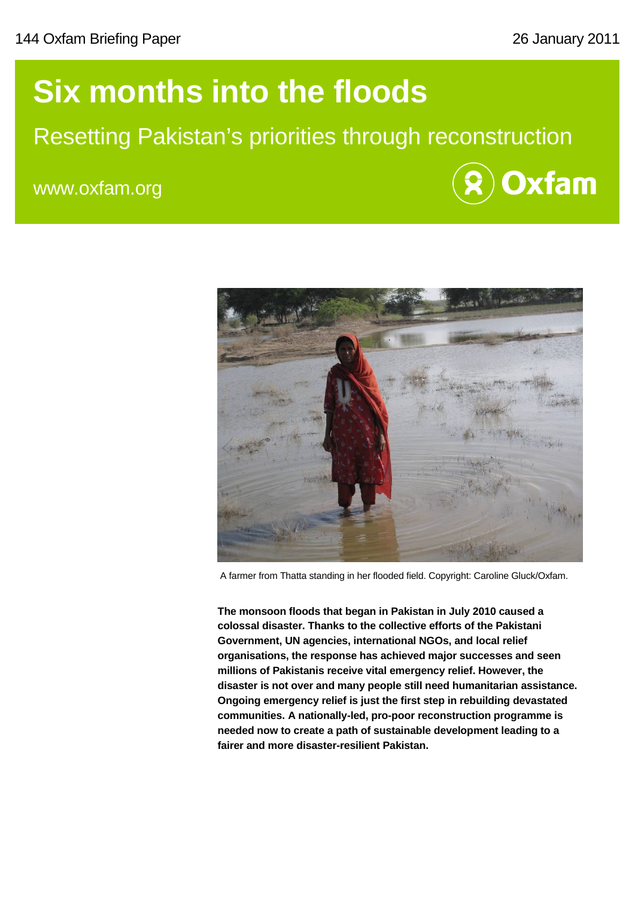144 Oxfam Briefing Paper

26 January 2011

# Six months into the floods

## Resetting Pakistan's priorities through reconstruction

www.oxfam.org

A farmer from Thatta standing in her flooded field. Copyright: Caroline Gluck/Oxfam.

**The monsoon floods that began in Pakistan in July 2010 caused a colossal disaster. Thanks to the collective efforts of the Pakistani Government, UN agencies, international NGOs, and local relief organisations, the response has achieved major successes and seen millions of Pakistanis receive vital emergency relief. However, the disaster is not over and many people still need humanitarian assistance. Ongoing emergency relief is just the first step in rebuilding devastated communities. A nationally-led, pro-poor reconstruction programme is needed now to create a path of sustainable development leading to a fairer and more disaster-resilient Pakistan.**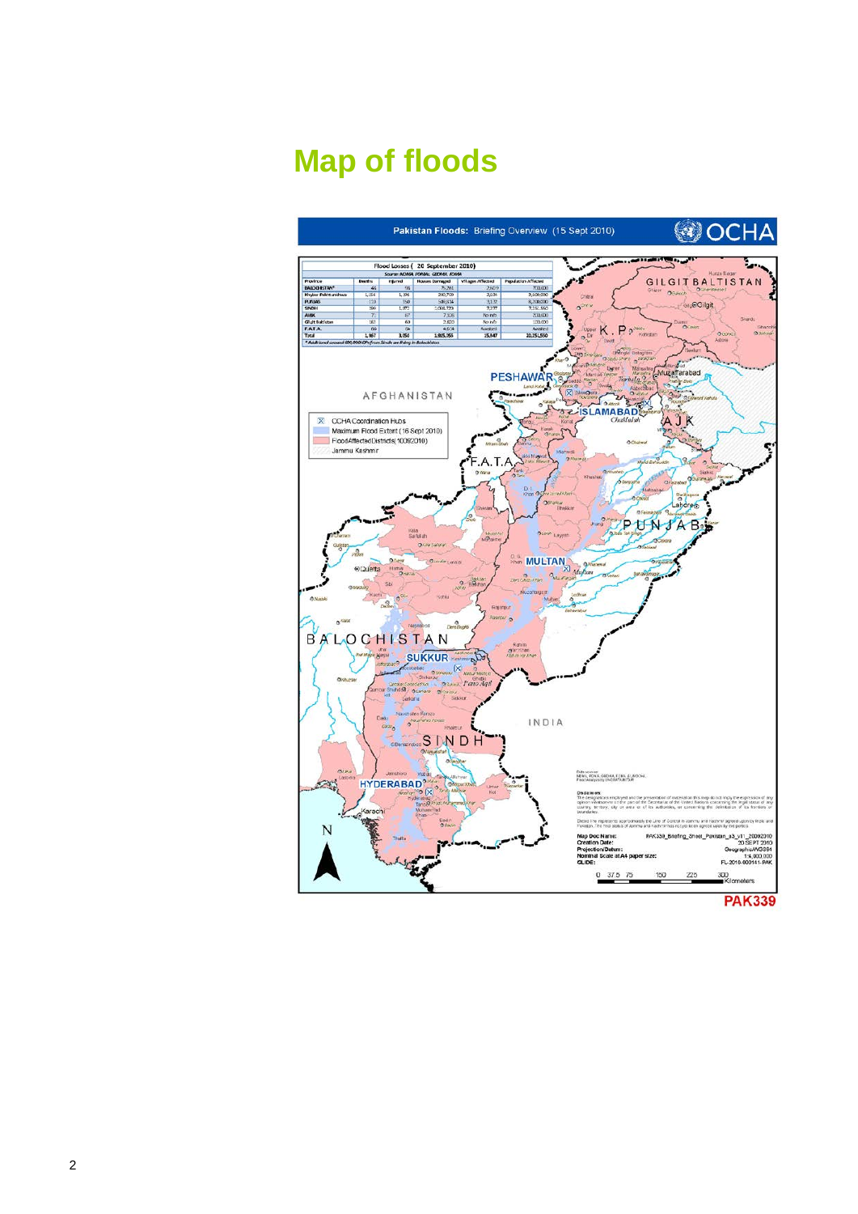# Map of floods

Pakistan Floods: Briefing Overview (15 Sept 2010) OCHA

Flood Losses ( 20 September 2010)

Source: NDMA, PDMAs, GBDMA, FDMA

| Province | Deaths | Injured | Houses Damaged | Villages Affected | Population Affected |
|---|---|---|---|---|---|
| BALOCHISTAN* | 46 | 98 | 75,261 | 2,619 | 700,000 |
| Khyber Pakhtunkhwa | 1,154 | 1,196 | 200,799 | 2,234 | 3,800,000 |
| PUNJAB | 110 | 350 | 500,634 | 3,172 | 8,200,000 |
| SINDH | 199 | 1,072 | 1,088,729 | 7,277 | 7,251,550 |
| AJK | 71 | 87 | 7,108 | No info | 200,000 |
| Gilgit Baltistan | 183 | 60 | 2,820 | No info | 100,000 |
| F.A.T.A. | 84 | 84 | 4,600 | Awaited | |
| Total | 1,867 | 3,050 | 1,885,155 | 15,647 | 20,251,550 |

* Additional around 400,000 IDPs from Sindh are living in Balochistan

OCHA Coordination Hubs
Maximum Flood Extent (16 Sept 2010)
Flood Affected Districts (10092010)
Jammu Kashmir

Map Doc Name: PAK339_Briefing_Sheet_Pakistan_a3_v11_20092010
Creation Date: 20 SEPT 2010
Projection/Datum: Geographic/WGS84
Nominal Scale at A4 paper size: 1:4,900,000
GLIDE: FL-2010-000141-PAK

PAK339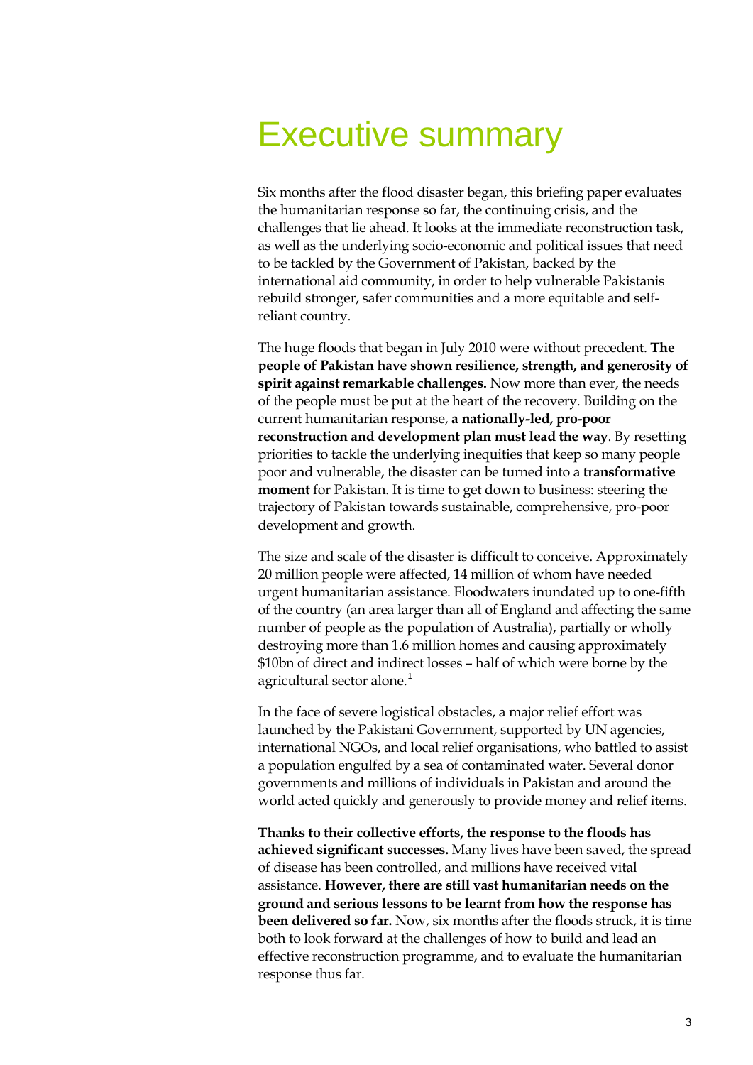# Executive summary

Six months after the flood disaster began, this briefing paper evaluates the humanitarian response so far, the continuing crisis, and the challenges that lie ahead. It looks at the immediate reconstruction task, as well as the underlying socio-economic and political issues that need to be tackled by the Government of Pakistan, backed by the international aid community, in order to help vulnerable Pakistanis rebuild stronger, safer communities and a more equitable and self-reliant country.

The huge floods that began in July 2010 were without precedent. **The people of Pakistan have shown resilience, strength, and generosity of spirit against remarkable challenges.** Now more than ever, the needs of the people must be put at the heart of the recovery. Building on the current humanitarian response, **a nationally-led, pro-poor reconstruction and development plan must lead the way**. By resetting priorities to tackle the underlying inequities that keep so many people poor and vulnerable, the disaster can be turned into a **transformative moment** for Pakistan. It is time to get down to business: steering the trajectory of Pakistan towards sustainable, comprehensive, pro-poor development and growth.

The size and scale of the disaster is difficult to conceive. Approximately 20 million people were affected, 14 million of whom have needed urgent humanitarian assistance. Floodwaters inundated up to one-fifth of the country (an area larger than all of England and affecting the same number of people as the population of Australia), partially or wholly destroying more than 1.6 million homes and causing approximately $10bn of direct and indirect losses – half of which were borne by the agricultural sector alone.[1]

In the face of severe logistical obstacles, a major relief effort was launched by the Pakistani Government, supported by UN agencies, international NGOs, and local relief organisations, who battled to assist a population engulfed by a sea of contaminated water. Several donor governments and millions of individuals in Pakistan and around the world acted quickly and generously to provide money and relief items.

**Thanks to their collective efforts, the response to the floods has achieved significant successes.** Many lives have been saved, the spread of disease has been controlled, and millions have received vital assistance. **However, there are still vast humanitarian needs on the ground and serious lessons to be learnt from how the response has been delivered so far.** Now, six months after the floods struck, it is time both to look forward at the challenges of how to build and lead an effective reconstruction programme, and to evaluate the humanitarian response thus far.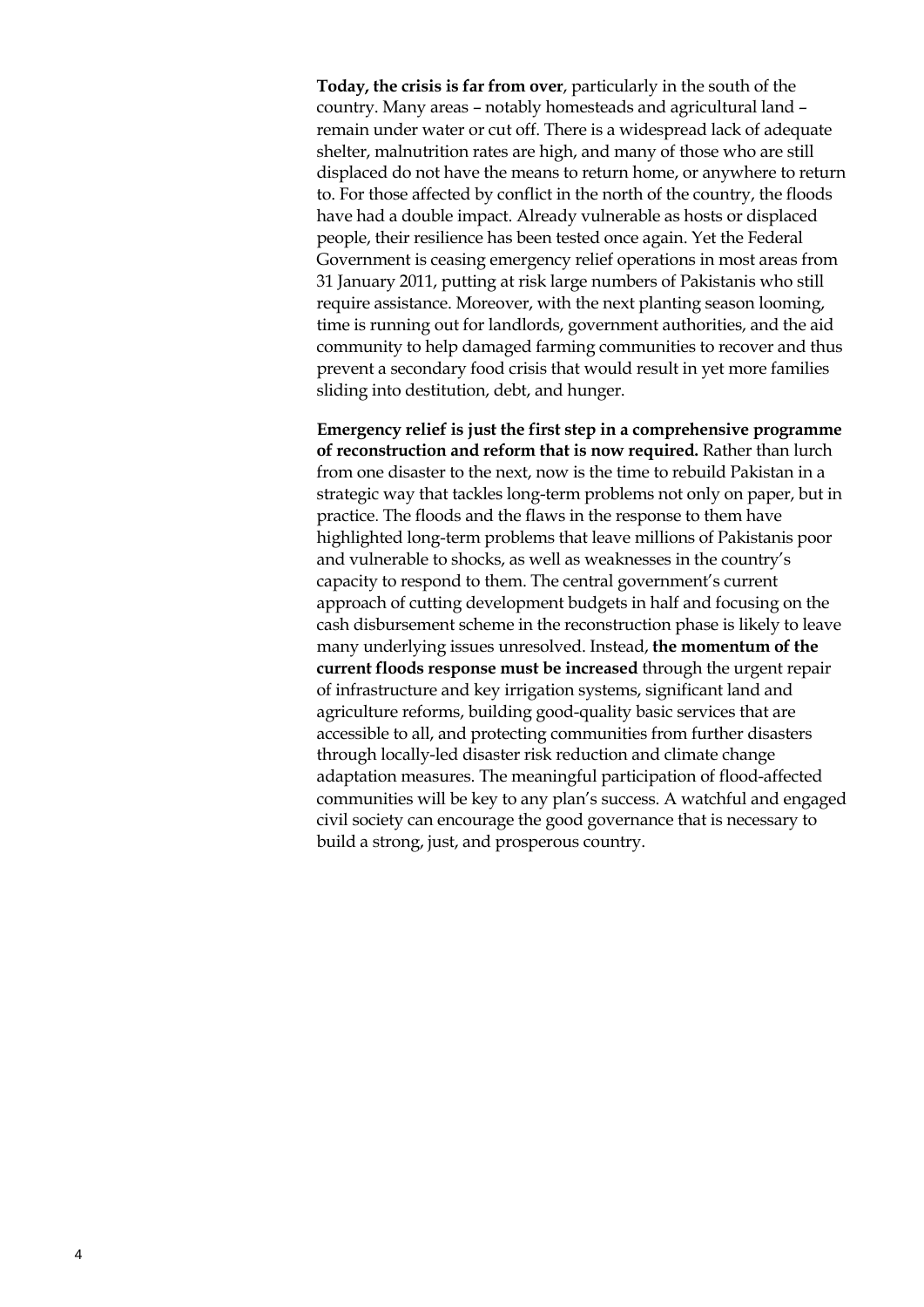**Today, the crisis is far from over**, particularly in the south of the country. Many areas – notably homesteads and agricultural land – remain under water or cut off. There is a widespread lack of adequate shelter, malnutrition rates are high, and many of those who are still displaced do not have the means to return home, or anywhere to return to. For those affected by conflict in the north of the country, the floods have had a double impact. Already vulnerable as hosts or displaced people, their resilience has been tested once again. Yet the Federal Government is ceasing emergency relief operations in most areas from 31 January 2011, putting at risk large numbers of Pakistanis who still require assistance. Moreover, with the next planting season looming, time is running out for landlords, government authorities, and the aid community to help damaged farming communities to recover and thus prevent a secondary food crisis that would result in yet more families sliding into destitution, debt, and hunger.

**Emergency relief is just the first step in a comprehensive programme of reconstruction and reform that is now required.** Rather than lurch from one disaster to the next, now is the time to rebuild Pakistan in a strategic way that tackles long-term problems not only on paper, but in practice. The floods and the flaws in the response to them have highlighted long-term problems that leave millions of Pakistanis poor and vulnerable to shocks, as well as weaknesses in the country's capacity to respond to them. The central government's current approach of cutting development budgets in half and focusing on the cash disbursement scheme in the reconstruction phase is likely to leave many underlying issues unresolved. Instead, **the momentum of the current floods response must be increased** through the urgent repair of infrastructure and key irrigation systems, significant land and agriculture reforms, building good-quality basic services that are accessible to all, and protecting communities from further disasters through locally-led disaster risk reduction and climate change adaptation measures. The meaningful participation of flood-affected communities will be key to any plan's success. A watchful and engaged civil society can encourage the good governance that is necessary to build a strong, just, and prosperous country.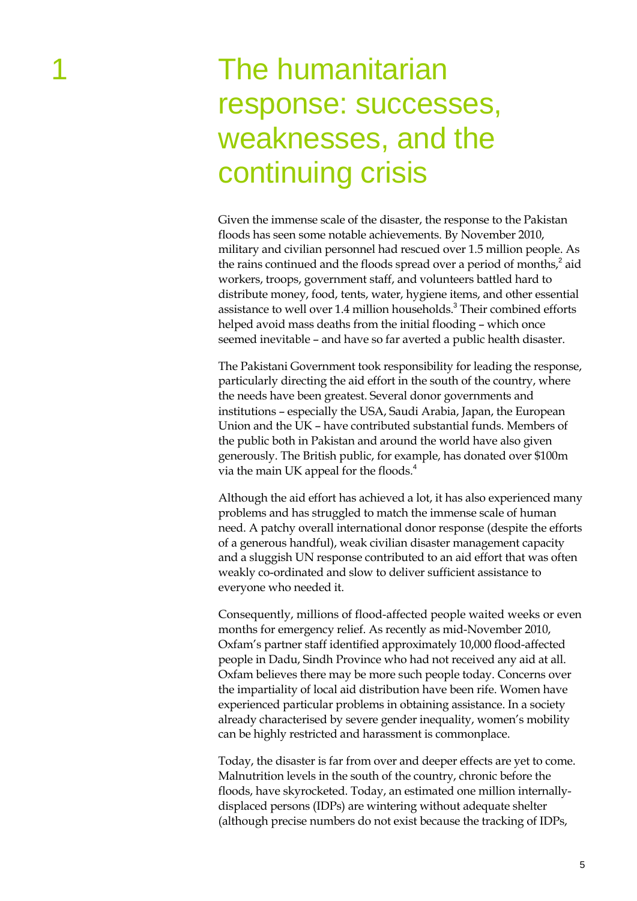# 1 The humanitarian response: successes, weaknesses, and the continuing crisis

Given the immense scale of the disaster, the response to the Pakistan floods has seen some notable achievements. By November 2010, military and civilian personnel had rescued over 1.5 million people. As the rains continued and the floods spread over a period of months,[2] aid workers, troops, government staff, and volunteers battled hard to distribute money, food, tents, water, hygiene items, and other essential assistance to well over 1.4 million households.[3] Their combined efforts helped avoid mass deaths from the initial flooding – which once seemed inevitable – and have so far averted a public health disaster.

The Pakistani Government took responsibility for leading the response, particularly directing the aid effort in the south of the country, where the needs have been greatest. Several donor governments and institutions – especially the USA, Saudi Arabia, Japan, the European Union and the UK – have contributed substantial funds. Members of the public both in Pakistan and around the world have also given generously. The British public, for example, has donated over $100m via the main UK appeal for the floods.[4]

Although the aid effort has achieved a lot, it has also experienced many problems and has struggled to match the immense scale of human need. A patchy overall international donor response (despite the efforts of a generous handful), weak civilian disaster management capacity and a sluggish UN response contributed to an aid effort that was often weakly co-ordinated and slow to deliver sufficient assistance to everyone who needed it.

Consequently, millions of flood-affected people waited weeks or even months for emergency relief. As recently as mid-November 2010, Oxfam's partner staff identified approximately 10,000 flood-affected people in Dadu, Sindh Province who had not received any aid at all. Oxfam believes there may be more such people today. Concerns over the impartiality of local aid distribution have been rife. Women have experienced particular problems in obtaining assistance. In a society already characterised by severe gender inequality, women's mobility can be highly restricted and harassment is commonplace.

Today, the disaster is far from over and deeper effects are yet to come. Malnutrition levels in the south of the country, chronic before the floods, have skyrocketed. Today, an estimated one million internally-displaced persons (IDPs) are wintering without adequate shelter (although precise numbers do not exist because the tracking of IDPs,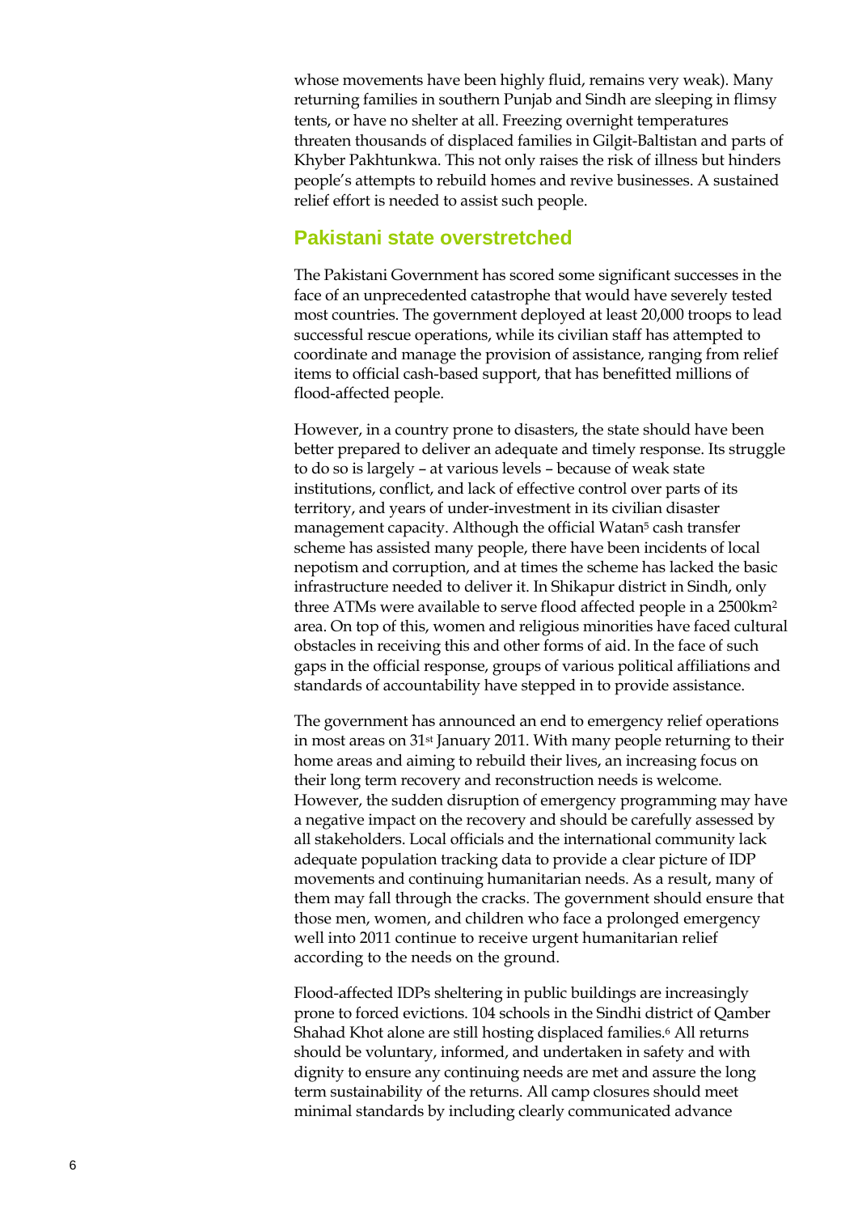whose movements have been highly fluid, remains very weak). Many returning families in southern Punjab and Sindh are sleeping in flimsy tents, or have no shelter at all. Freezing overnight temperatures threaten thousands of displaced families in Gilgit-Baltistan and parts of Khyber Pakhtunkwa. This not only raises the risk of illness but hinders people's attempts to rebuild homes and revive businesses. A sustained relief effort is needed to assist such people.

## Pakistani state overstretched

The Pakistani Government has scored some significant successes in the face of an unprecedented catastrophe that would have severely tested most countries. The government deployed at least 20,000 troops to lead successful rescue operations, while its civilian staff has attempted to coordinate and manage the provision of assistance, ranging from relief items to official cash-based support, that has benefitted millions of flood-affected people.

However, in a country prone to disasters, the state should have been better prepared to deliver an adequate and timely response. Its struggle to do so is largely – at various levels – because of weak state institutions, conflict, and lack of effective control over parts of its territory, and years of under-investment in its civilian disaster management capacity. Although the official Watan[5] cash transfer scheme has assisted many people, there have been incidents of local nepotism and corruption, and at times the scheme has lacked the basic infrastructure needed to deliver it. In Shikapur district in Sindh, only three ATMs were available to serve flood affected people in a 2500km$^2$ area. On top of this, women and religious minorities have faced cultural obstacles in receiving this and other forms of aid. In the face of such gaps in the official response, groups of various political affiliations and standards of accountability have stepped in to provide assistance.

The government has announced an end to emergency relief operations in most areas on 31st January 2011. With many people returning to their home areas and aiming to rebuild their lives, an increasing focus on their long term recovery and reconstruction needs is welcome. However, the sudden disruption of emergency programming may have a negative impact on the recovery and should be carefully assessed by all stakeholders. Local officials and the international community lack adequate population tracking data to provide a clear picture of IDP movements and continuing humanitarian needs. As a result, many of them may fall through the cracks. The government should ensure that those men, women, and children who face a prolonged emergency well into 2011 continue to receive urgent humanitarian relief according to the needs on the ground.

Flood-affected IDPs sheltering in public buildings are increasingly prone to forced evictions. 104 schools in the Sindhi district of Qamber Shahad Khot alone are still hosting displaced families.[6] All returns should be voluntary, informed, and undertaken in safety and with dignity to ensure any continuing needs are met and assure the long term sustainability of the returns. All camp closures should meet minimal standards by including clearly communicated advance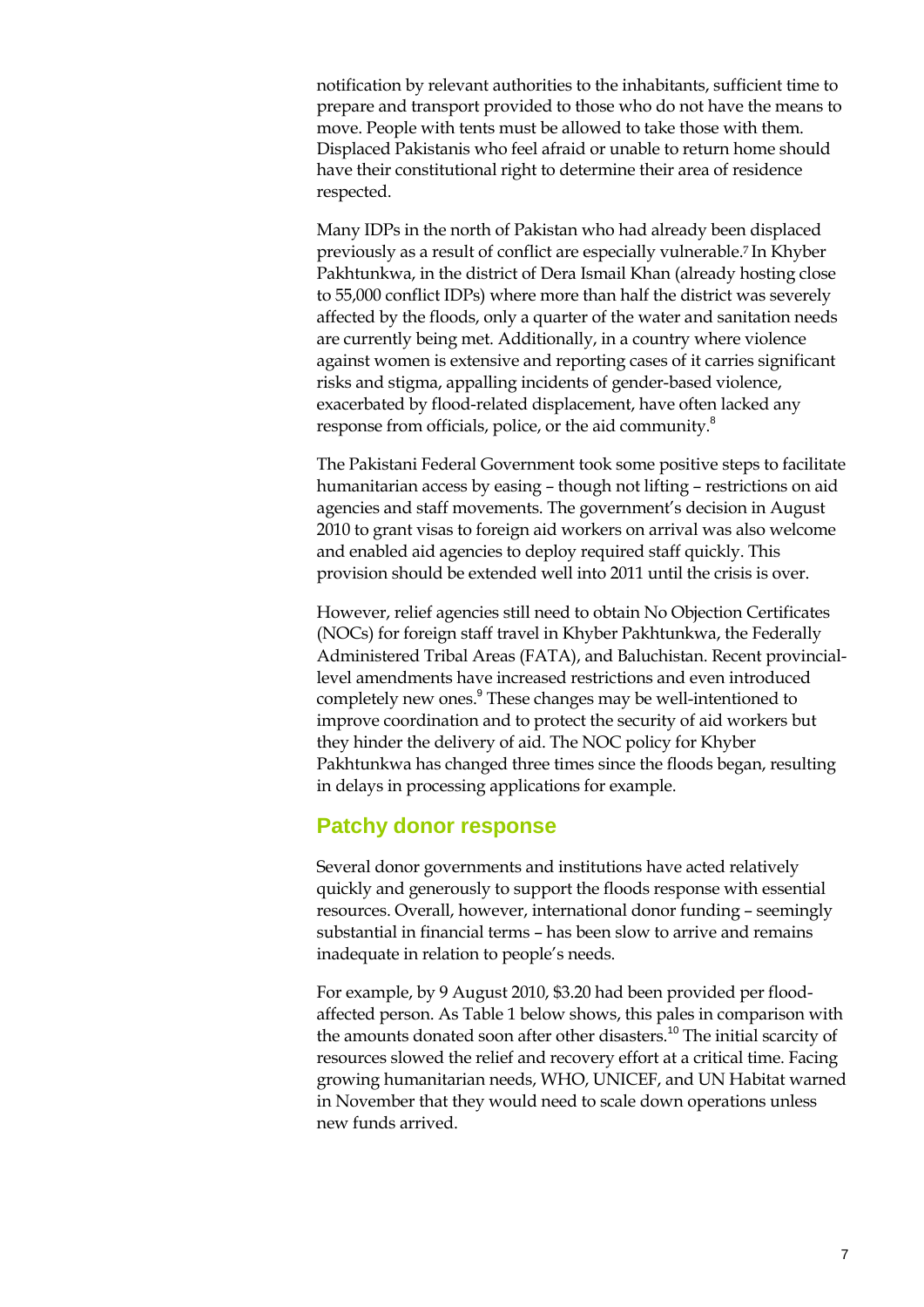notification by relevant authorities to the inhabitants, sufficient time to prepare and transport provided to those who do not have the means to move. People with tents must be allowed to take those with them. Displaced Pakistanis who feel afraid or unable to return home should have their constitutional right to determine their area of residence respected.

Many IDPs in the north of Pakistan who had already been displaced previously as a result of conflict are especially vulnerable.[7] In Khyber Pakhtunkwa, in the district of Dera Ismail Khan (already hosting close to 55,000 conflict IDPs) where more than half the district was severely affected by the floods, only a quarter of the water and sanitation needs are currently being met. Additionally, in a country where violence against women is extensive and reporting cases of it carries significant risks and stigma, appalling incidents of gender-based violence, exacerbated by flood-related displacement, have often lacked any response from officials, police, or the aid community.[8]

The Pakistani Federal Government took some positive steps to facilitate humanitarian access by easing – though not lifting – restrictions on aid agencies and staff movements. The government's decision in August 2010 to grant visas to foreign aid workers on arrival was also welcome and enabled aid agencies to deploy required staff quickly. This provision should be extended well into 2011 until the crisis is over.

However, relief agencies still need to obtain No Objection Certificates (NOCs) for foreign staff travel in Khyber Pakhtunkwa, the Federally Administered Tribal Areas (FATA), and Baluchistan. Recent provincial-level amendments have increased restrictions and even introduced completely new ones.[9] These changes may be well-intentioned to improve coordination and to protect the security of aid workers but they hinder the delivery of aid. The NOC policy for Khyber Pakhtunkwa has changed three times since the floods began, resulting in delays in processing applications for example.

## Patchy donor response

Several donor governments and institutions have acted relatively quickly and generously to support the floods response with essential resources. Overall, however, international donor funding – seemingly substantial in financial terms – has been slow to arrive and remains inadequate in relation to people's needs.

For example, by 9 August 2010, $3.20 had been provided per flood-affected person. As Table 1 below shows, this pales in comparison with the amounts donated soon after other disasters.[10] The initial scarcity of resources slowed the relief and recovery effort at a critical time. Facing growing humanitarian needs, WHO, UNICEF, and UN Habitat warned in November that they would need to scale down operations unless new funds arrived.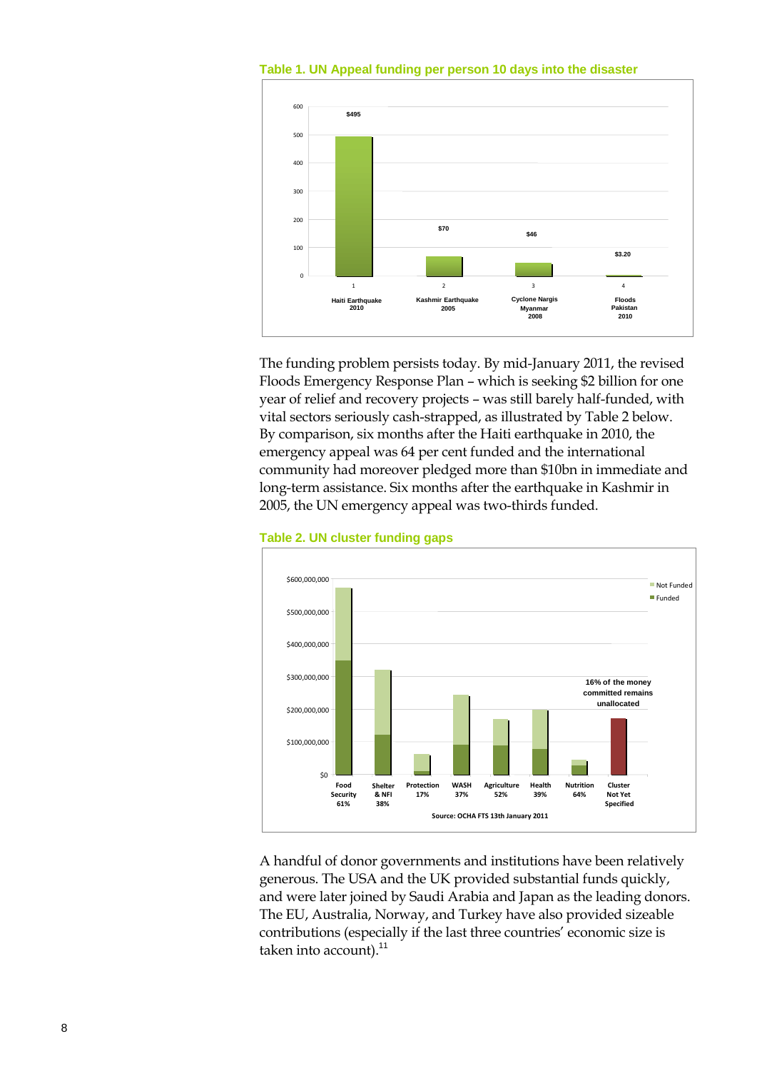**Table 1. UN Appeal funding per person 10 days into the disaster**

| | Haiti Earthquake 2010 | Kashmir Earthquake 2005 | Cyclone Nargis Myanmar 2008 | Floods Pakistan 2010 |
|---|---|---|---|---|
| Funding per person | $495 | $70 | $46 | $3.20 |

The funding problem persists today. By mid-January 2011, the revised Floods Emergency Response Plan – which is seeking $2 billion for one year of relief and recovery projects – was still barely half-funded, with vital sectors seriously cash-strapped, as illustrated by Table 2 below. By comparison, six months after the Haiti earthquake in 2010, the emergency appeal was 64 per cent funded and the international community had moreover pledged more than $10bn in immediate and long-term assistance. Six months after the earthquake in Kashmir in 2005, the UN emergency appeal was two-thirds funded.

**Table 2. UN cluster funding gaps**

| Cluster | Funded (%) |
|---|---|
| Food Security | 61% |
| Shelter & NFI | 38% |
| Protection | 17% |
| WASH | 37% |
| Agriculture | 52% |
| Health | 39% |
| Nutrition | 64% |
| Cluster Not Yet Specified | |

16% of the money committed remains unallocated

Source: OCHA FTS 13th January 2011

A handful of donor governments and institutions have been relatively generous. The USA and the UK provided substantial funds quickly, and were later joined by Saudi Arabia and Japan as the leading donors. The EU, Australia, Norway, and Turkey have also provided sizeable contributions (especially if the last three countries' economic size is taken into account).[11]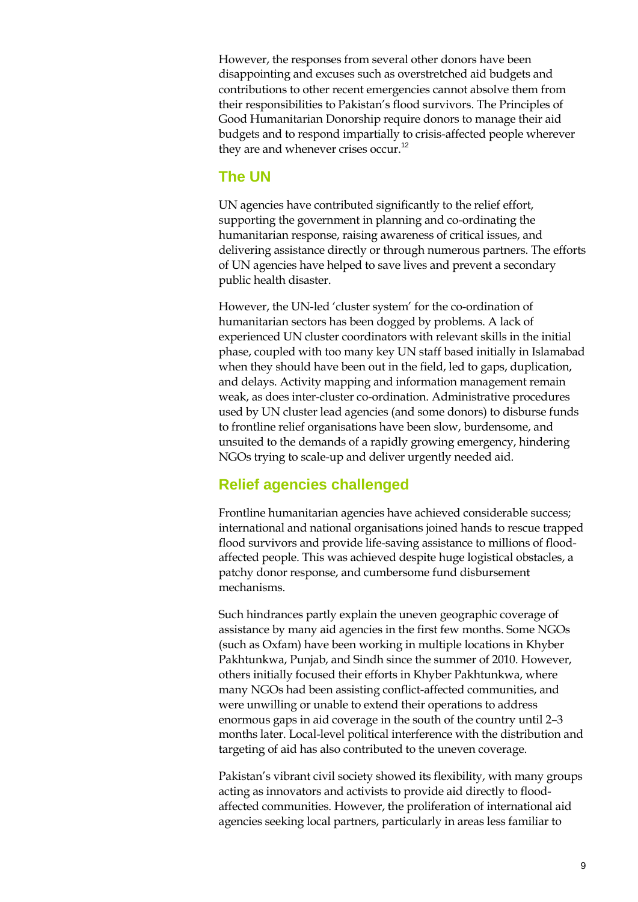However, the responses from several other donors have been disappointing and excuses such as overstretched aid budgets and contributions to other recent emergencies cannot absolve them from their responsibilities to Pakistan's flood survivors. The Principles of Good Humanitarian Donorship require donors to manage their aid budgets and to respond impartially to crisis-affected people wherever they are and whenever crises occur.[12]

## The UN

UN agencies have contributed significantly to the relief effort, supporting the government in planning and co-ordinating the humanitarian response, raising awareness of critical issues, and delivering assistance directly or through numerous partners. The efforts of UN agencies have helped to save lives and prevent a secondary public health disaster.

However, the UN-led 'cluster system' for the co-ordination of humanitarian sectors has been dogged by problems. A lack of experienced UN cluster coordinators with relevant skills in the initial phase, coupled with too many key UN staff based initially in Islamabad when they should have been out in the field, led to gaps, duplication, and delays. Activity mapping and information management remain weak, as does inter-cluster co-ordination. Administrative procedures used by UN cluster lead agencies (and some donors) to disburse funds to frontline relief organisations have been slow, burdensome, and unsuited to the demands of a rapidly growing emergency, hindering NGOs trying to scale-up and deliver urgently needed aid.

## Relief agencies challenged

Frontline humanitarian agencies have achieved considerable success; international and national organisations joined hands to rescue trapped flood survivors and provide life-saving assistance to millions of flood-affected people. This was achieved despite huge logistical obstacles, a patchy donor response, and cumbersome fund disbursement mechanisms.

Such hindrances partly explain the uneven geographic coverage of assistance by many aid agencies in the first few months. Some NGOs (such as Oxfam) have been working in multiple locations in Khyber Pakhtunkwa, Punjab, and Sindh since the summer of 2010. However, others initially focused their efforts in Khyber Pakhtunkwa, where many NGOs had been assisting conflict-affected communities, and were unwilling or unable to extend their operations to address enormous gaps in aid coverage in the south of the country until 2–3 months later. Local-level political interference with the distribution and targeting of aid has also contributed to the uneven coverage.

Pakistan's vibrant civil society showed its flexibility, with many groups acting as innovators and activists to provide aid directly to flood-affected communities. However, the proliferation of international aid agencies seeking local partners, particularly in areas less familiar to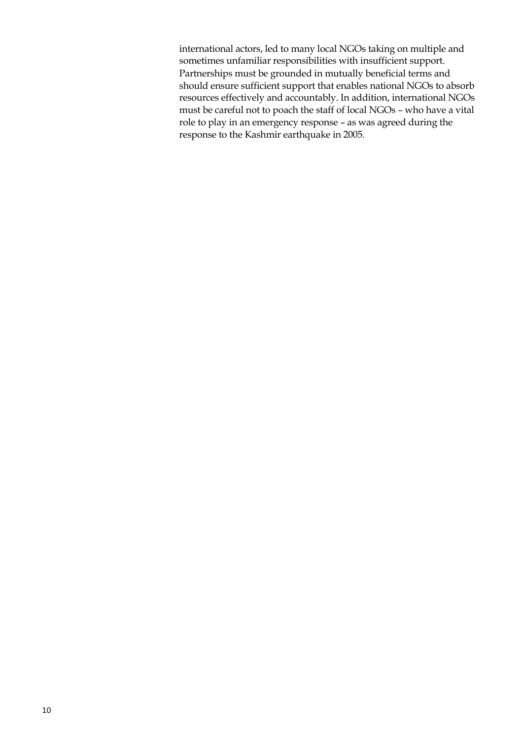international actors, led to many local NGOs taking on multiple and sometimes unfamiliar responsibilities with insufficient support. Partnerships must be grounded in mutually beneficial terms and should ensure sufficient support that enables national NGOs to absorb resources effectively and accountably. In addition, international NGOs must be careful not to poach the staff of local NGOs – who have a vital role to play in an emergency response – as was agreed during the response to the Kashmir earthquake in 2005.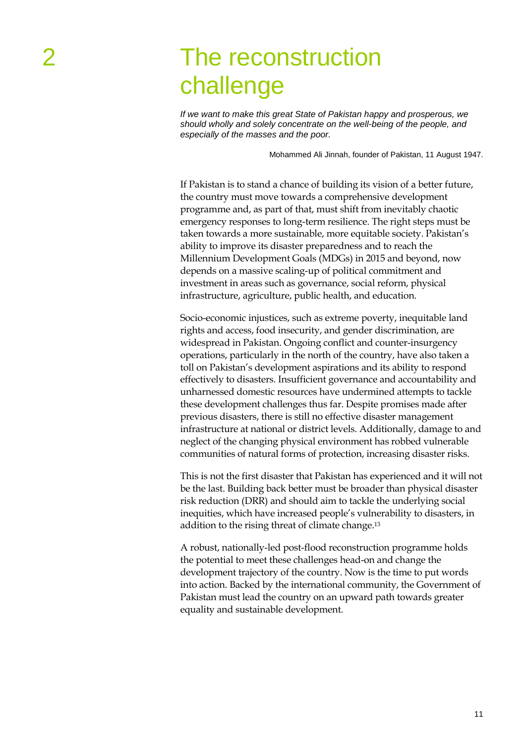# 2 The reconstruction challenge

*If we want to make this great State of Pakistan happy and prosperous, we should wholly and solely concentrate on the well-being of the people, and especially of the masses and the poor.*

Mohammed Ali Jinnah, founder of Pakistan, 11 August 1947.

If Pakistan is to stand a chance of building its vision of a better future, the country must move towards a comprehensive development programme and, as part of that, must shift from inevitably chaotic emergency responses to long-term resilience. The right steps must be taken towards a more sustainable, more equitable society. Pakistan's ability to improve its disaster preparedness and to reach the Millennium Development Goals (MDGs) in 2015 and beyond, now depends on a massive scaling-up of political commitment and investment in areas such as governance, social reform, physical infrastructure, agriculture, public health, and education.

Socio-economic injustices, such as extreme poverty, inequitable land rights and access, food insecurity, and gender discrimination, are widespread in Pakistan. Ongoing conflict and counter-insurgency operations, particularly in the north of the country, have also taken a toll on Pakistan's development aspirations and its ability to respond effectively to disasters. Insufficient governance and accountability and unharnessed domestic resources have undermined attempts to tackle these development challenges thus far. Despite promises made after previous disasters, there is still no effective disaster management infrastructure at national or district levels. Additionally, damage to and neglect of the changing physical environment has robbed vulnerable communities of natural forms of protection, increasing disaster risks.

This is not the first disaster that Pakistan has experienced and it will not be the last. Building back better must be broader than physical disaster risk reduction (DRR) and should aim to tackle the underlying social inequities, which have increased people's vulnerability to disasters, in addition to the rising threat of climate change.[13]

A robust, nationally-led post-flood reconstruction programme holds the potential to meet these challenges head-on and change the development trajectory of the country. Now is the time to put words into action. Backed by the international community, the Government of Pakistan must lead the country on an upward path towards greater equality and sustainable development.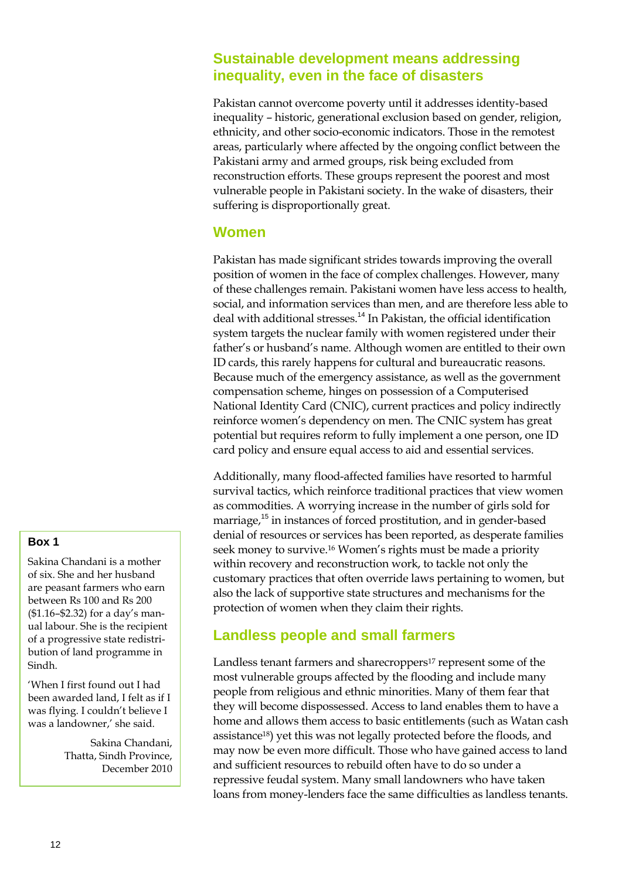## Sustainable development means addressing inequality, even in the face of disasters

Pakistan cannot overcome poverty until it addresses identity-based inequality – historic, generational exclusion based on gender, religion, ethnicity, and other socio-economic indicators. Those in the remotest areas, particularly where affected by the ongoing conflict between the Pakistani army and armed groups, risk being excluded from reconstruction efforts. These groups represent the poorest and most vulnerable people in Pakistani society. In the wake of disasters, their suffering is disproportionally great.

### Women

Pakistan has made significant strides towards improving the overall position of women in the face of complex challenges. However, many of these challenges remain. Pakistani women have less access to health, social, and information services than men, and are therefore less able to deal with additional stresses.[14] In Pakistan, the official identification system targets the nuclear family with women registered under their father's or husband's name. Although women are entitled to their own ID cards, this rarely happens for cultural and bureaucratic reasons. Because much of the emergency assistance, as well as the government compensation scheme, hinges on possession of a Computerised National Identity Card (CNIC), current practices and policy indirectly reinforce women's dependency on men. The CNIC system has great potential but requires reform to fully implement a one person, one ID card policy and ensure equal access to aid and essential services.

Additionally, many flood-affected families have resorted to harmful survival tactics, which reinforce traditional practices that view women as commodities. A worrying increase in the number of girls sold for marriage,[15] in instances of forced prostitution, and in gender-based denial of resources or services has been reported, as desperate families seek money to survive.[16] Women's rights must be made a priority within recovery and reconstruction work, to tackle not only the customary practices that often override laws pertaining to women, but also the lack of supportive state structures and mechanisms for the protection of women when they claim their rights.

**Box 1**

Sakina Chandani is a mother of six. She and her husband are peasant farmers who earn between Rs 100 and Rs 200 ($1.16–$2.32) for a day's manual labour. She is the recipient of a progressive state redistribution of land programme in Sindh.

'When I first found out I had been awarded land, I felt as if I was flying. I couldn't believe I was a landowner,' she said.

Sakina Chandani, Thatta, Sindh Province, December 2010

### Landless people and small farmers

Landless tenant farmers and sharecroppers[17] represent some of the most vulnerable groups affected by the flooding and include many people from religious and ethnic minorities. Many of them fear that they will become dispossessed. Access to land enables them to have a home and allows them access to basic entitlements (such as Watan cash assistance[18]) yet this was not legally protected before the floods, and may now be even more difficult. Those who have gained access to land and sufficient resources to rebuild often have to do so under a repressive feudal system. Many small landowners who have taken loans from money-lenders face the same difficulties as landless tenants.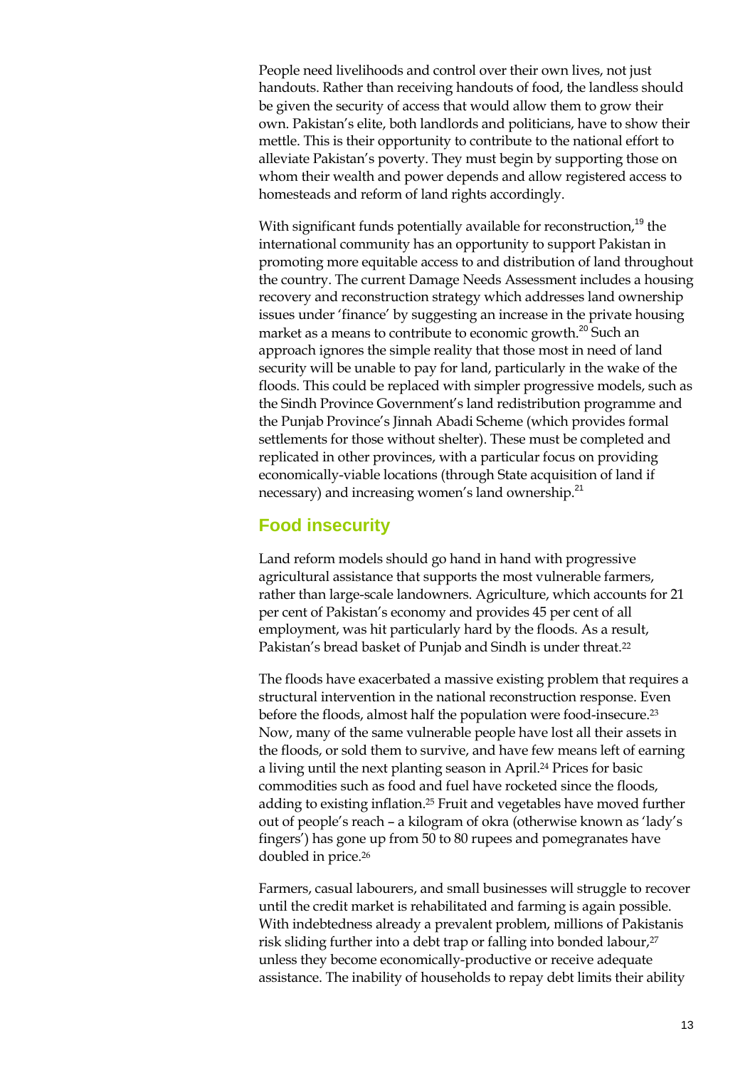People need livelihoods and control over their own lives, not just handouts. Rather than receiving handouts of food, the landless should be given the security of access that would allow them to grow their own. Pakistan's elite, both landlords and politicians, have to show their mettle. This is their opportunity to contribute to the national effort to alleviate Pakistan's poverty. They must begin by supporting those on whom their wealth and power depends and allow registered access to homesteads and reform of land rights accordingly.

With significant funds potentially available for reconstruction,[19] the international community has an opportunity to support Pakistan in promoting more equitable access to and distribution of land throughout the country. The current Damage Needs Assessment includes a housing recovery and reconstruction strategy which addresses land ownership issues under 'finance' by suggesting an increase in the private housing market as a means to contribute to economic growth.[20] Such an approach ignores the simple reality that those most in need of land security will be unable to pay for land, particularly in the wake of the floods. This could be replaced with simpler progressive models, such as the Sindh Province Government's land redistribution programme and the Punjab Province's Jinnah Abadi Scheme (which provides formal settlements for those without shelter). These must be completed and replicated in other provinces, with a particular focus on providing economically-viable locations (through State acquisition of land if necessary) and increasing women's land ownership.[21]

## Food insecurity

Land reform models should go hand in hand with progressive agricultural assistance that supports the most vulnerable farmers, rather than large-scale landowners. Agriculture, which accounts for 21 per cent of Pakistan's economy and provides 45 per cent of all employment, was hit particularly hard by the floods. As a result, Pakistan's bread basket of Punjab and Sindh is under threat.[22]

The floods have exacerbated a massive existing problem that requires a structural intervention in the national reconstruction response. Even before the floods, almost half the population were food-insecure.[23] Now, many of the same vulnerable people have lost all their assets in the floods, or sold them to survive, and have few means left of earning a living until the next planting season in April.[24] Prices for basic commodities such as food and fuel have rocketed since the floods, adding to existing inflation.[25] Fruit and vegetables have moved further out of people's reach – a kilogram of okra (otherwise known as 'lady's fingers') has gone up from 50 to 80 rupees and pomegranates have doubled in price.[26]

Farmers, casual labourers, and small businesses will struggle to recover until the credit market is rehabilitated and farming is again possible. With indebtedness already a prevalent problem, millions of Pakistanis risk sliding further into a debt trap or falling into bonded labour,[27] unless they become economically-productive or receive adequate assistance. The inability of households to repay debt limits their ability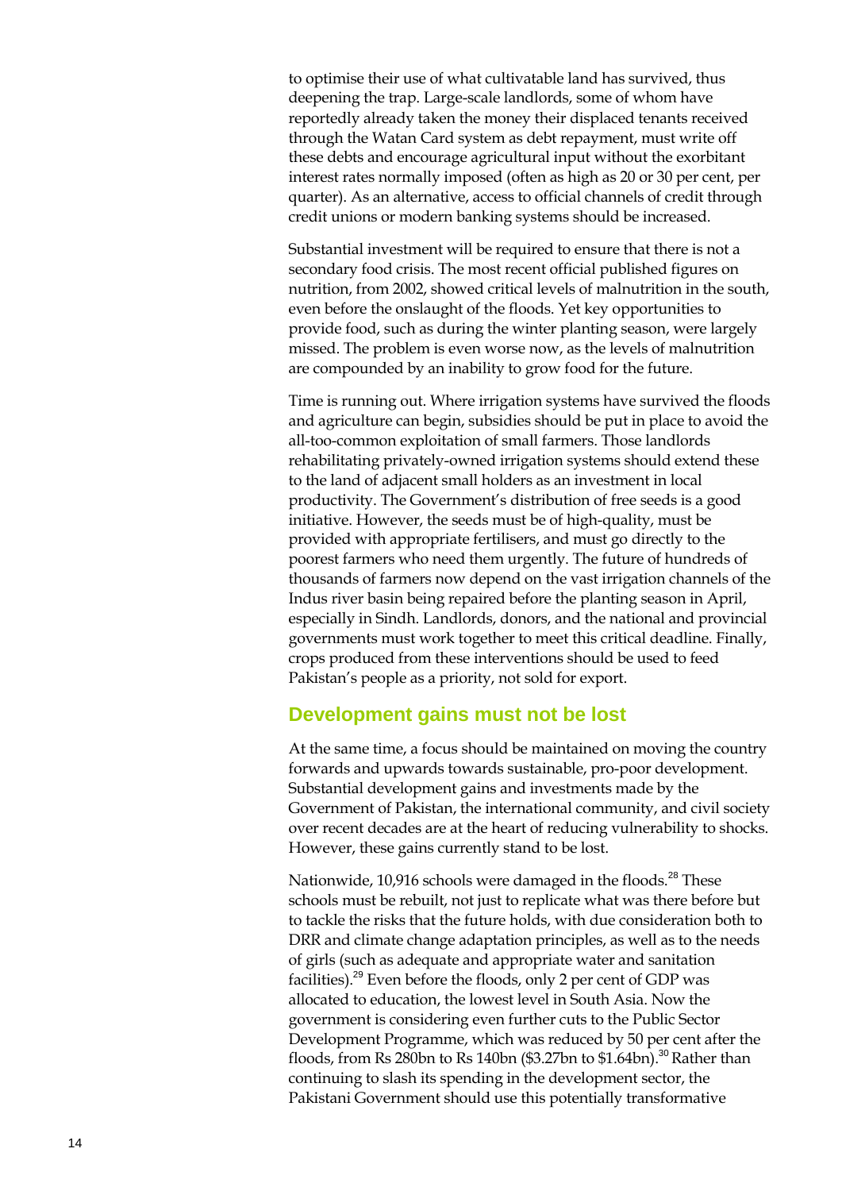to optimise their use of what cultivatable land has survived, thus deepening the trap. Large-scale landlords, some of whom have reportedly already taken the money their displaced tenants received through the Watan Card system as debt repayment, must write off these debts and encourage agricultural input without the exorbitant interest rates normally imposed (often as high as 20 or 30 per cent, per quarter). As an alternative, access to official channels of credit through credit unions or modern banking systems should be increased.

Substantial investment will be required to ensure that there is not a secondary food crisis. The most recent official published figures on nutrition, from 2002, showed critical levels of malnutrition in the south, even before the onslaught of the floods. Yet key opportunities to provide food, such as during the winter planting season, were largely missed. The problem is even worse now, as the levels of malnutrition are compounded by an inability to grow food for the future.

Time is running out. Where irrigation systems have survived the floods and agriculture can begin, subsidies should be put in place to avoid the all-too-common exploitation of small farmers. Those landlords rehabilitating privately-owned irrigation systems should extend these to the land of adjacent small holders as an investment in local productivity. The Government's distribution of free seeds is a good initiative. However, the seeds must be of high-quality, must be provided with appropriate fertilisers, and must go directly to the poorest farmers who need them urgently. The future of hundreds of thousands of farmers now depend on the vast irrigation channels of the Indus river basin being repaired before the planting season in April, especially in Sindh. Landlords, donors, and the national and provincial governments must work together to meet this critical deadline. Finally, crops produced from these interventions should be used to feed Pakistan's people as a priority, not sold for export.

## Development gains must not be lost

At the same time, a focus should be maintained on moving the country forwards and upwards towards sustainable, pro-poor development. Substantial development gains and investments made by the Government of Pakistan, the international community, and civil society over recent decades are at the heart of reducing vulnerability to shocks. However, these gains currently stand to be lost.

Nationwide, 10,916 schools were damaged in the floods.[28] These schools must be rebuilt, not just to replicate what was there before but to tackle the risks that the future holds, with due consideration both to DRR and climate change adaptation principles, as well as to the needs of girls (such as adequate and appropriate water and sanitation facilities).[29] Even before the floods, only 2 per cent of GDP was allocated to education, the lowest level in South Asia. Now the government is considering even further cuts to the Public Sector Development Programme, which was reduced by 50 per cent after the floods, from Rs 280bn to Rs 140bn ($3.27bn to $1.64bn).[30] Rather than continuing to slash its spending in the development sector, the Pakistani Government should use this potentially transformative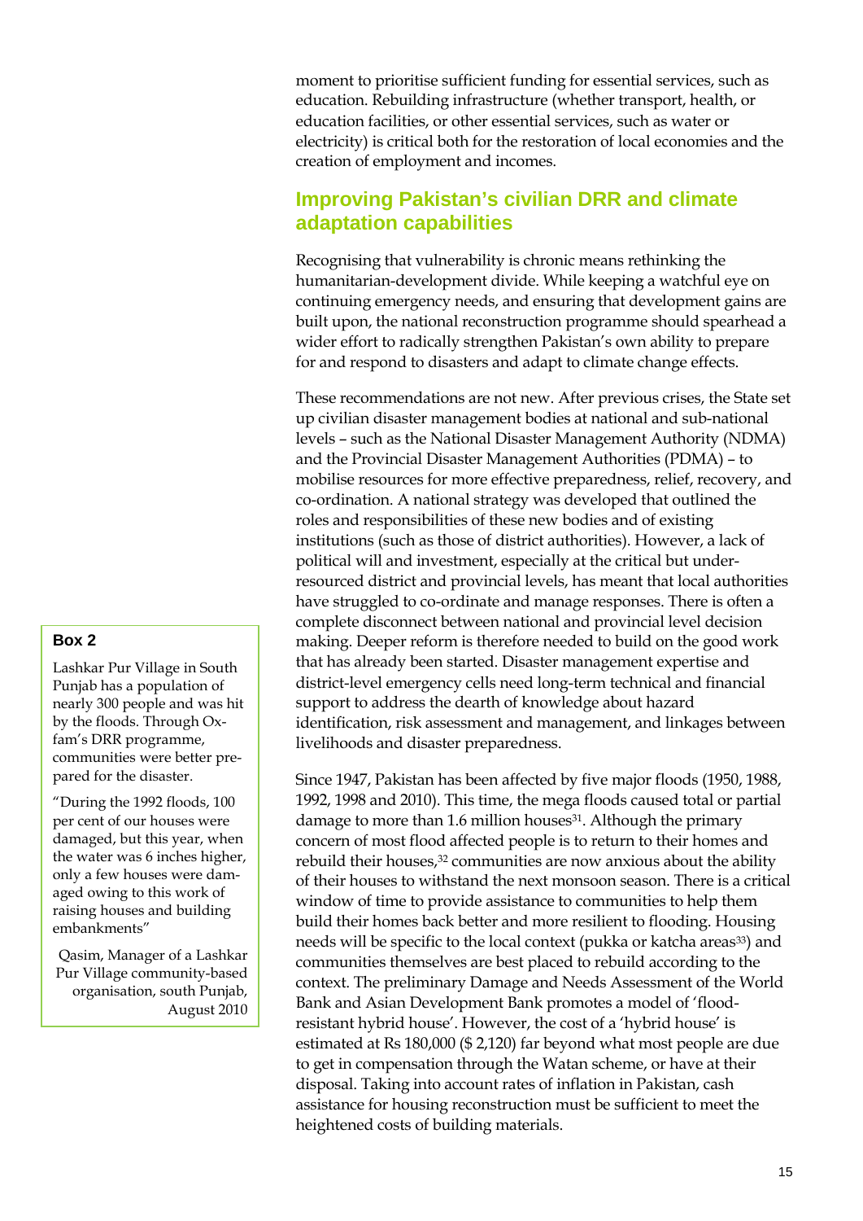moment to prioritise sufficient funding for essential services, such as education. Rebuilding infrastructure (whether transport, health, or education facilities, or other essential services, such as water or electricity) is critical both for the restoration of local economies and the creation of employment and incomes.

## Improving Pakistan's civilian DRR and climate adaptation capabilities

Recognising that vulnerability is chronic means rethinking the humanitarian-development divide. While keeping a watchful eye on continuing emergency needs, and ensuring that development gains are built upon, the national reconstruction programme should spearhead a wider effort to radically strengthen Pakistan's own ability to prepare for and respond to disasters and adapt to climate change effects.

These recommendations are not new. After previous crises, the State set up civilian disaster management bodies at national and sub-national levels – such as the National Disaster Management Authority (NDMA) and the Provincial Disaster Management Authorities (PDMA) – to mobilise resources for more effective preparedness, relief, recovery, and co-ordination. A national strategy was developed that outlined the roles and responsibilities of these new bodies and of existing institutions (such as those of district authorities). However, a lack of political will and investment, especially at the critical but under-resourced district and provincial levels, has meant that local authorities have struggled to co-ordinate and manage responses. There is often a complete disconnect between national and provincial level decision making. Deeper reform is therefore needed to build on the good work that has already been started. Disaster management expertise and district-level emergency cells need long-term technical and financial support to address the dearth of knowledge about hazard identification, risk assessment and management, and linkages between livelihoods and disaster preparedness.

**Box 2**

Lashkar Pur Village in South Punjab has a population of nearly 300 people and was hit by the floods. Through Oxfam's DRR programme, communities were better prepared for the disaster.

"During the 1992 floods, 100 per cent of our houses were damaged, but this year, when the water was 6 inches higher, only a few houses were damaged owing to this work of raising houses and building embankments"

Qasim, Manager of a Lashkar Pur Village community-based organisation, south Punjab, August 2010

Since 1947, Pakistan has been affected by five major floods (1950, 1988, 1992, 1998 and 2010). This time, the mega floods caused total or partial damage to more than 1.6 million houses[31]. Although the primary concern of most flood affected people is to return to their homes and rebuild their houses,[32] communities are now anxious about the ability of their houses to withstand the next monsoon season. There is a critical window of time to provide assistance to communities to help them build their homes back better and more resilient to flooding. Housing needs will be specific to the local context (pukka or katcha areas[33]) and communities themselves are best placed to rebuild according to the context. The preliminary Damage and Needs Assessment of the World Bank and Asian Development Bank promotes a model of 'flood-resistant hybrid house'. However, the cost of a 'hybrid house' is estimated at Rs 180,000 ($ 2,120) far beyond what most people are due to get in compensation through the Watan scheme, or have at their disposal. Taking into account rates of inflation in Pakistan, cash assistance for housing reconstruction must be sufficient to meet the heightened costs of building materials.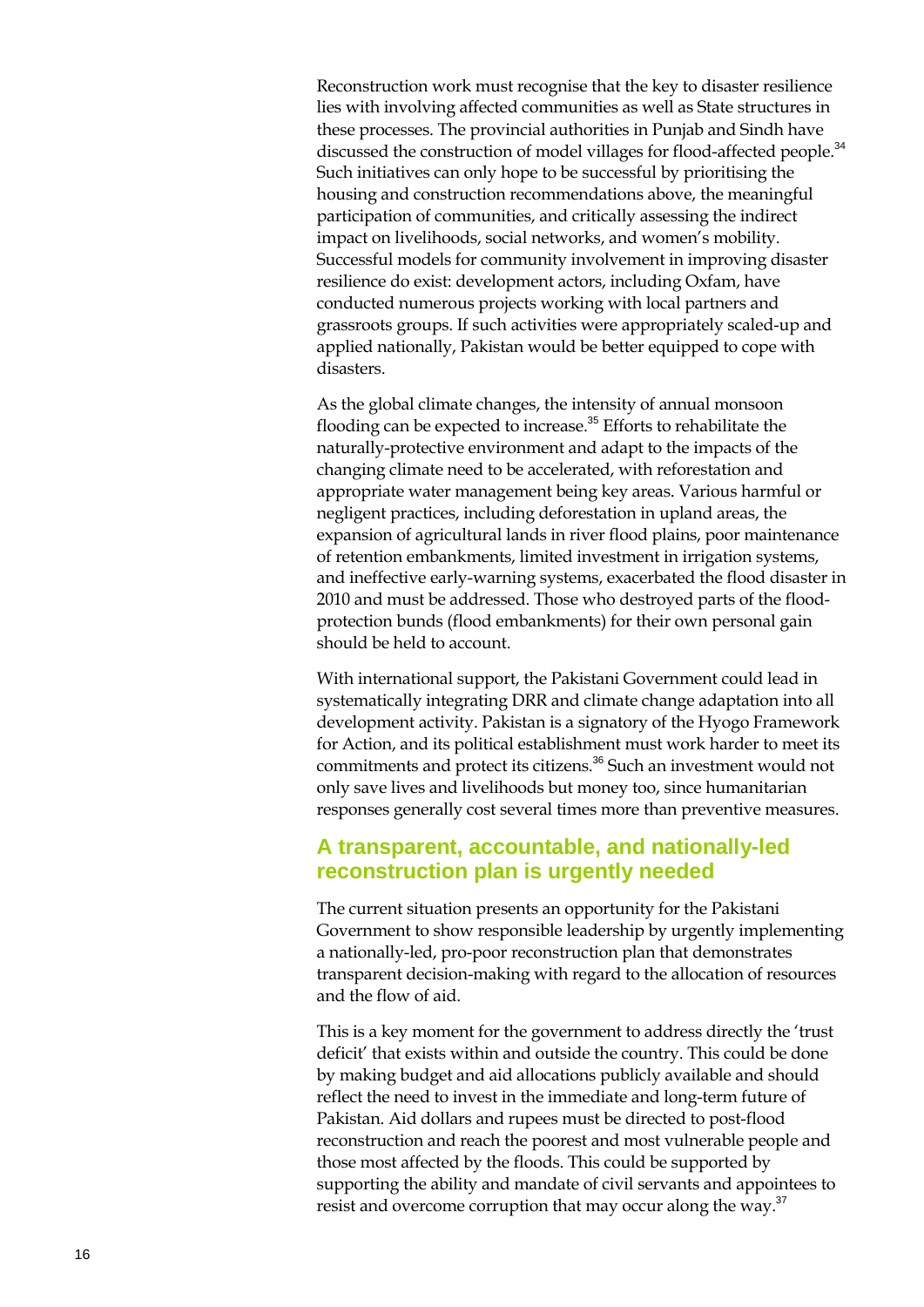Reconstruction work must recognise that the key to disaster resilience lies with involving affected communities as well as State structures in these processes. The provincial authorities in Punjab and Sindh have discussed the construction of model villages for flood-affected people.[34] Such initiatives can only hope to be successful by prioritising the housing and construction recommendations above, the meaningful participation of communities, and critically assessing the indirect impact on livelihoods, social networks, and women's mobility. Successful models for community involvement in improving disaster resilience do exist: development actors, including Oxfam, have conducted numerous projects working with local partners and grassroots groups. If such activities were appropriately scaled-up and applied nationally, Pakistan would be better equipped to cope with disasters.

As the global climate changes, the intensity of annual monsoon flooding can be expected to increase.[35] Efforts to rehabilitate the naturally-protective environment and adapt to the impacts of the changing climate need to be accelerated, with reforestation and appropriate water management being key areas. Various harmful or negligent practices, including deforestation in upland areas, the expansion of agricultural lands in river flood plains, poor maintenance of retention embankments, limited investment in irrigation systems, and ineffective early-warning systems, exacerbated the flood disaster in 2010 and must be addressed. Those who destroyed parts of the flood-protection bunds (flood embankments) for their own personal gain should be held to account.

With international support, the Pakistani Government could lead in systematically integrating DRR and climate change adaptation into all development activity. Pakistan is a signatory of the Hyogo Framework for Action, and its political establishment must work harder to meet its commitments and protect its citizens.[36] Such an investment would not only save lives and livelihoods but money too, since humanitarian responses generally cost several times more than preventive measures.

## A transparent, accountable, and nationally-led reconstruction plan is urgently needed

The current situation presents an opportunity for the Pakistani Government to show responsible leadership by urgently implementing a nationally-led, pro-poor reconstruction plan that demonstrates transparent decision-making with regard to the allocation of resources and the flow of aid.

This is a key moment for the government to address directly the 'trust deficit' that exists within and outside the country. This could be done by making budget and aid allocations publicly available and should reflect the need to invest in the immediate and long-term future of Pakistan. Aid dollars and rupees must be directed to post-flood reconstruction and reach the poorest and most vulnerable people and those most affected by the floods. This could be supported by supporting the ability and mandate of civil servants and appointees to resist and overcome corruption that may occur along the way.[37]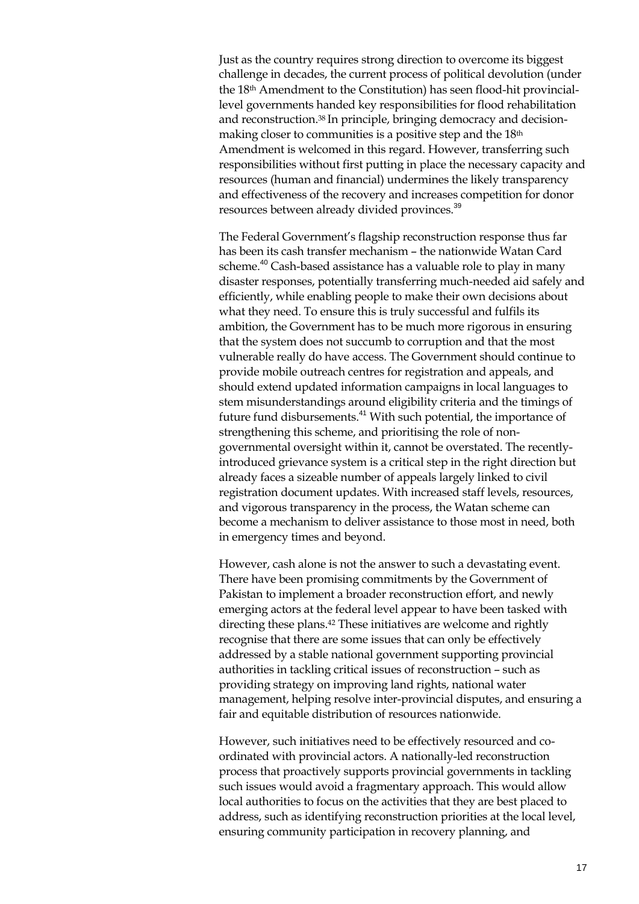Just as the country requires strong direction to overcome its biggest challenge in decades, the current process of political devolution (under the 18th Amendment to the Constitution) has seen flood-hit provincial-level governments handed key responsibilities for flood rehabilitation and reconstruction.[38] In principle, bringing democracy and decision-making closer to communities is a positive step and the 18th Amendment is welcomed in this regard. However, transferring such responsibilities without first putting in place the necessary capacity and resources (human and financial) undermines the likely transparency and effectiveness of the recovery and increases competition for donor resources between already divided provinces.[39]

The Federal Government's flagship reconstruction response thus far has been its cash transfer mechanism – the nationwide Watan Card scheme.[40] Cash-based assistance has a valuable role to play in many disaster responses, potentially transferring much-needed aid safely and efficiently, while enabling people to make their own decisions about what they need. To ensure this is truly successful and fulfils its ambition, the Government has to be much more rigorous in ensuring that the system does not succumb to corruption and that the most vulnerable really do have access. The Government should continue to provide mobile outreach centres for registration and appeals, and should extend updated information campaigns in local languages to stem misunderstandings around eligibility criteria and the timings of future fund disbursements.[41] With such potential, the importance of strengthening this scheme, and prioritising the role of non-governmental oversight within it, cannot be overstated. The recently-introduced grievance system is a critical step in the right direction but already faces a sizeable number of appeals largely linked to civil registration document updates. With increased staff levels, resources, and vigorous transparency in the process, the Watan scheme can become a mechanism to deliver assistance to those most in need, both in emergency times and beyond.

However, cash alone is not the answer to such a devastating event. There have been promising commitments by the Government of Pakistan to implement a broader reconstruction effort, and newly emerging actors at the federal level appear to have been tasked with directing these plans.[42] These initiatives are welcome and rightly recognise that there are some issues that can only be effectively addressed by a stable national government supporting provincial authorities in tackling critical issues of reconstruction – such as providing strategy on improving land rights, national water management, helping resolve inter-provincial disputes, and ensuring a fair and equitable distribution of resources nationwide.

However, such initiatives need to be effectively resourced and co-ordinated with provincial actors. A nationally-led reconstruction process that proactively supports provincial governments in tackling such issues would avoid a fragmentary approach. This would allow local authorities to focus on the activities that they are best placed to address, such as identifying reconstruction priorities at the local level, ensuring community participation in recovery planning, and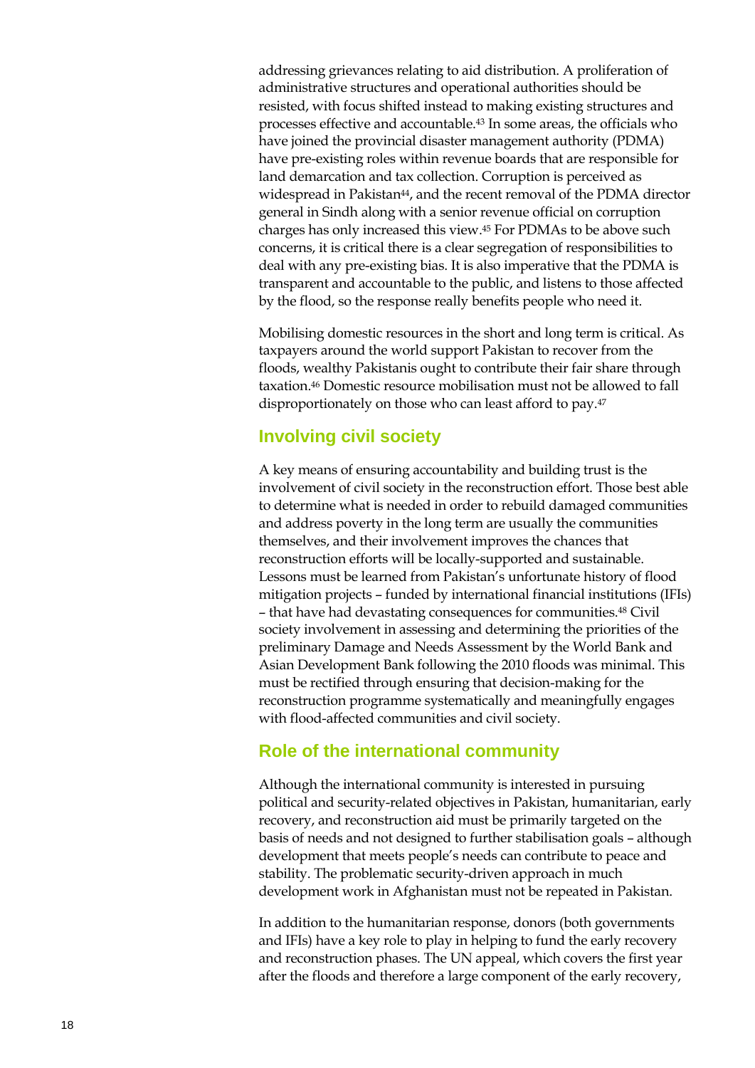addressing grievances relating to aid distribution. A proliferation of administrative structures and operational authorities should be resisted, with focus shifted instead to making existing structures and processes effective and accountable.[43] In some areas, the officials who have joined the provincial disaster management authority (PDMA) have pre-existing roles within revenue boards that are responsible for land demarcation and tax collection. Corruption is perceived as widespread in Pakistan[44], and the recent removal of the PDMA director general in Sindh along with a senior revenue official on corruption charges has only increased this view.[45] For PDMAs to be above such concerns, it is critical there is a clear segregation of responsibilities to deal with any pre-existing bias. It is also imperative that the PDMA is transparent and accountable to the public, and listens to those affected by the flood, so the response really benefits people who need it.

Mobilising domestic resources in the short and long term is critical. As taxpayers around the world support Pakistan to recover from the floods, wealthy Pakistanis ought to contribute their fair share through taxation.[46] Domestic resource mobilisation must not be allowed to fall disproportionately on those who can least afford to pay.[47]

## Involving civil society

A key means of ensuring accountability and building trust is the involvement of civil society in the reconstruction effort. Those best able to determine what is needed in order to rebuild damaged communities and address poverty in the long term are usually the communities themselves, and their involvement improves the chances that reconstruction efforts will be locally-supported and sustainable. Lessons must be learned from Pakistan's unfortunate history of flood mitigation projects – funded by international financial institutions (IFIs) – that have had devastating consequences for communities.[48] Civil society involvement in assessing and determining the priorities of the preliminary Damage and Needs Assessment by the World Bank and Asian Development Bank following the 2010 floods was minimal. This must be rectified through ensuring that decision-making for the reconstruction programme systematically and meaningfully engages with flood-affected communities and civil society.

## Role of the international community

Although the international community is interested in pursuing political and security-related objectives in Pakistan, humanitarian, early recovery, and reconstruction aid must be primarily targeted on the basis of needs and not designed to further stabilisation goals – although development that meets people's needs can contribute to peace and stability. The problematic security-driven approach in much development work in Afghanistan must not be repeated in Pakistan.

In addition to the humanitarian response, donors (both governments and IFIs) have a key role to play in helping to fund the early recovery and reconstruction phases. The UN appeal, which covers the first year after the floods and therefore a large component of the early recovery,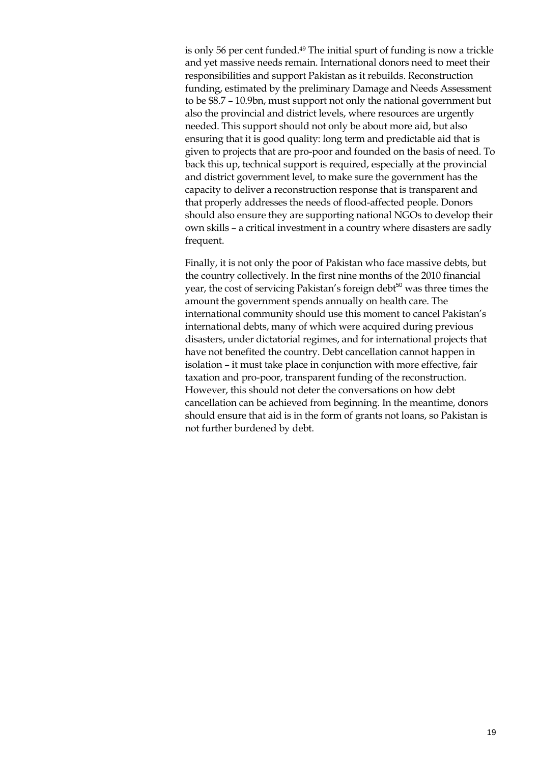is only 56 per cent funded.[49] The initial spurt of funding is now a trickle and yet massive needs remain. International donors need to meet their responsibilities and support Pakistan as it rebuilds. Reconstruction funding, estimated by the preliminary Damage and Needs Assessment to be $8.7 – 10.9bn, must support not only the national government but also the provincial and district levels, where resources are urgently needed. This support should not only be about more aid, but also ensuring that it is good quality: long term and predictable aid that is given to projects that are pro-poor and founded on the basis of need. To back this up, technical support is required, especially at the provincial and district government level, to make sure the government has the capacity to deliver a reconstruction response that is transparent and that properly addresses the needs of flood-affected people. Donors should also ensure they are supporting national NGOs to develop their own skills – a critical investment in a country where disasters are sadly frequent.

Finally, it is not only the poor of Pakistan who face massive debts, but the country collectively. In the first nine months of the 2010 financial year, the cost of servicing Pakistan's foreign debt[50] was three times the amount the government spends annually on health care. The international community should use this moment to cancel Pakistan's international debts, many of which were acquired during previous disasters, under dictatorial regimes, and for international projects that have not benefited the country. Debt cancellation cannot happen in isolation – it must take place in conjunction with more effective, fair taxation and pro-poor, transparent funding of the reconstruction. However, this should not deter the conversations on how debt cancellation can be achieved from beginning. In the meantime, donors should ensure that aid is in the form of grants not loans, so Pakistan is not further burdened by debt.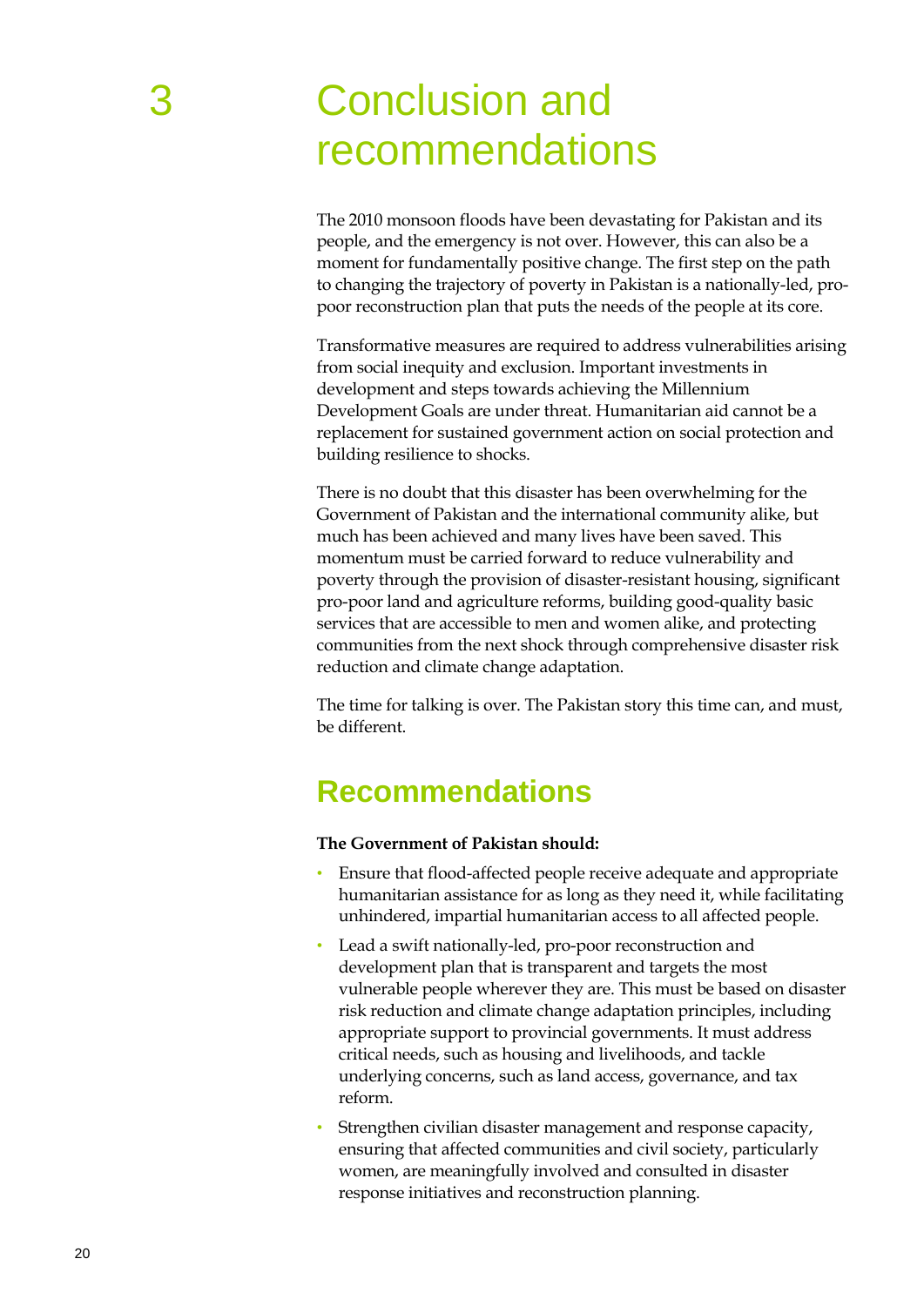# 3 Conclusion and recommendations

The 2010 monsoon floods have been devastating for Pakistan and its people, and the emergency is not over. However, this can also be a moment for fundamentally positive change. The first step on the path to changing the trajectory of poverty in Pakistan is a nationally-led, pro-poor reconstruction plan that puts the needs of the people at its core.

Transformative measures are required to address vulnerabilities arising from social inequity and exclusion. Important investments in development and steps towards achieving the Millennium Development Goals are under threat. Humanitarian aid cannot be a replacement for sustained government action on social protection and building resilience to shocks.

There is no doubt that this disaster has been overwhelming for the Government of Pakistan and the international community alike, but much has been achieved and many lives have been saved. This momentum must be carried forward to reduce vulnerability and poverty through the provision of disaster-resistant housing, significant pro-poor land and agriculture reforms, building good-quality basic services that are accessible to men and women alike, and protecting communities from the next shock through comprehensive disaster risk reduction and climate change adaptation.

The time for talking is over. The Pakistan story this time can, and must, be different.

## Recommendations

**The Government of Pakistan should:**

- Ensure that flood-affected people receive adequate and appropriate humanitarian assistance for as long as they need it, while facilitating unhindered, impartial humanitarian access to all affected people.
- Lead a swift nationally-led, pro-poor reconstruction and development plan that is transparent and targets the most vulnerable people wherever they are. This must be based on disaster risk reduction and climate change adaptation principles, including appropriate support to provincial governments. It must address critical needs, such as housing and livelihoods, and tackle underlying concerns, such as land access, governance, and tax reform.
- Strengthen civilian disaster management and response capacity, ensuring that affected communities and civil society, particularly women, are meaningfully involved and consulted in disaster response initiatives and reconstruction planning.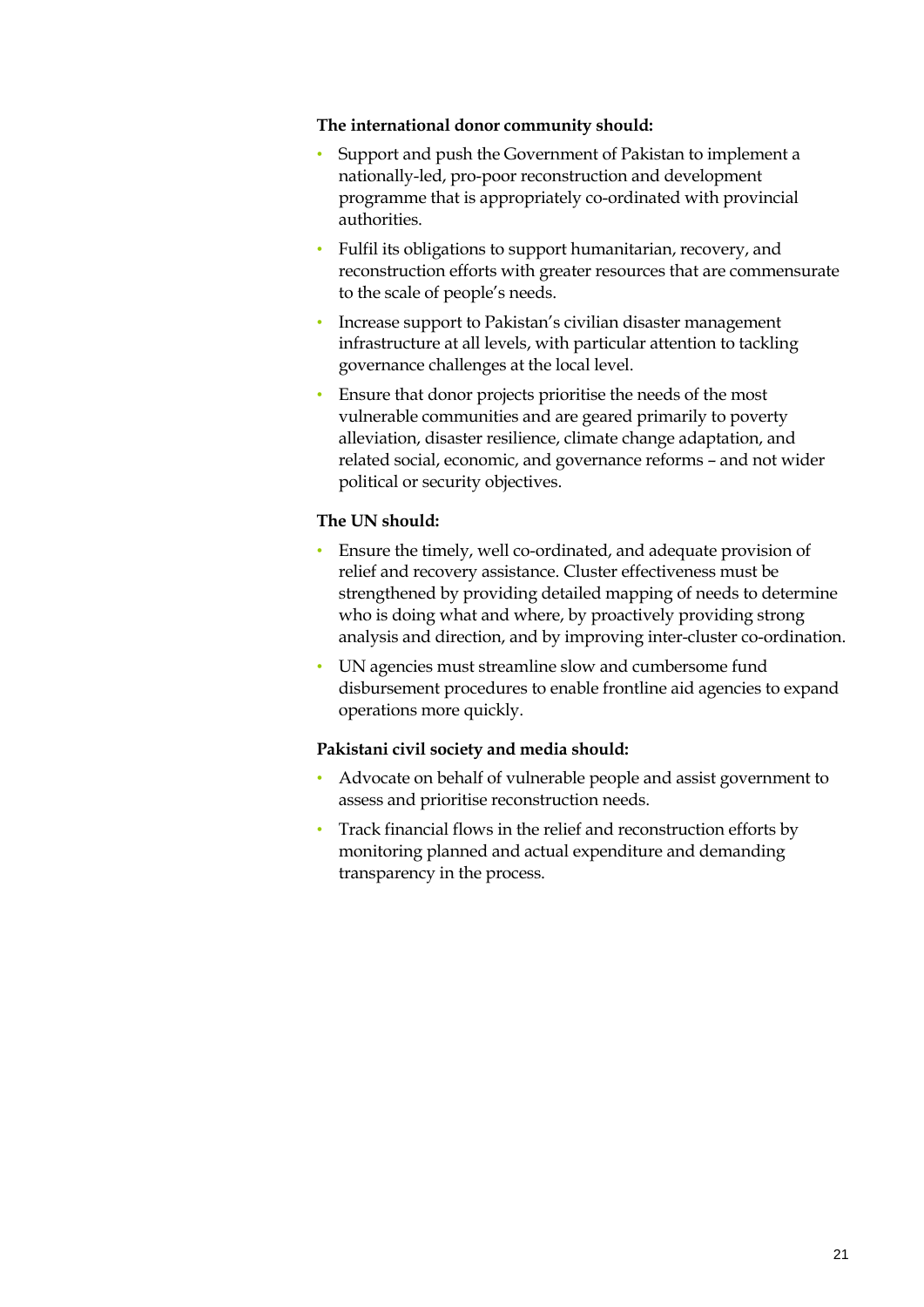**The international donor community should:**

- Support and push the Government of Pakistan to implement a nationally-led, pro-poor reconstruction and development programme that is appropriately co-ordinated with provincial authorities.
- Fulfil its obligations to support humanitarian, recovery, and reconstruction efforts with greater resources that are commensurate to the scale of people's needs.
- Increase support to Pakistan's civilian disaster management infrastructure at all levels, with particular attention to tackling governance challenges at the local level.
- Ensure that donor projects prioritise the needs of the most vulnerable communities and are geared primarily to poverty alleviation, disaster resilience, climate change adaptation, and related social, economic, and governance reforms – and not wider political or security objectives.

**The UN should:**

- Ensure the timely, well co-ordinated, and adequate provision of relief and recovery assistance. Cluster effectiveness must be strengthened by providing detailed mapping of needs to determine who is doing what and where, by proactively providing strong analysis and direction, and by improving inter-cluster co-ordination.
- UN agencies must streamline slow and cumbersome fund disbursement procedures to enable frontline aid agencies to expand operations more quickly.

**Pakistani civil society and media should:**

- Advocate on behalf of vulnerable people and assist government to assess and prioritise reconstruction needs.
- Track financial flows in the relief and reconstruction efforts by monitoring planned and actual expenditure and demanding transparency in the process.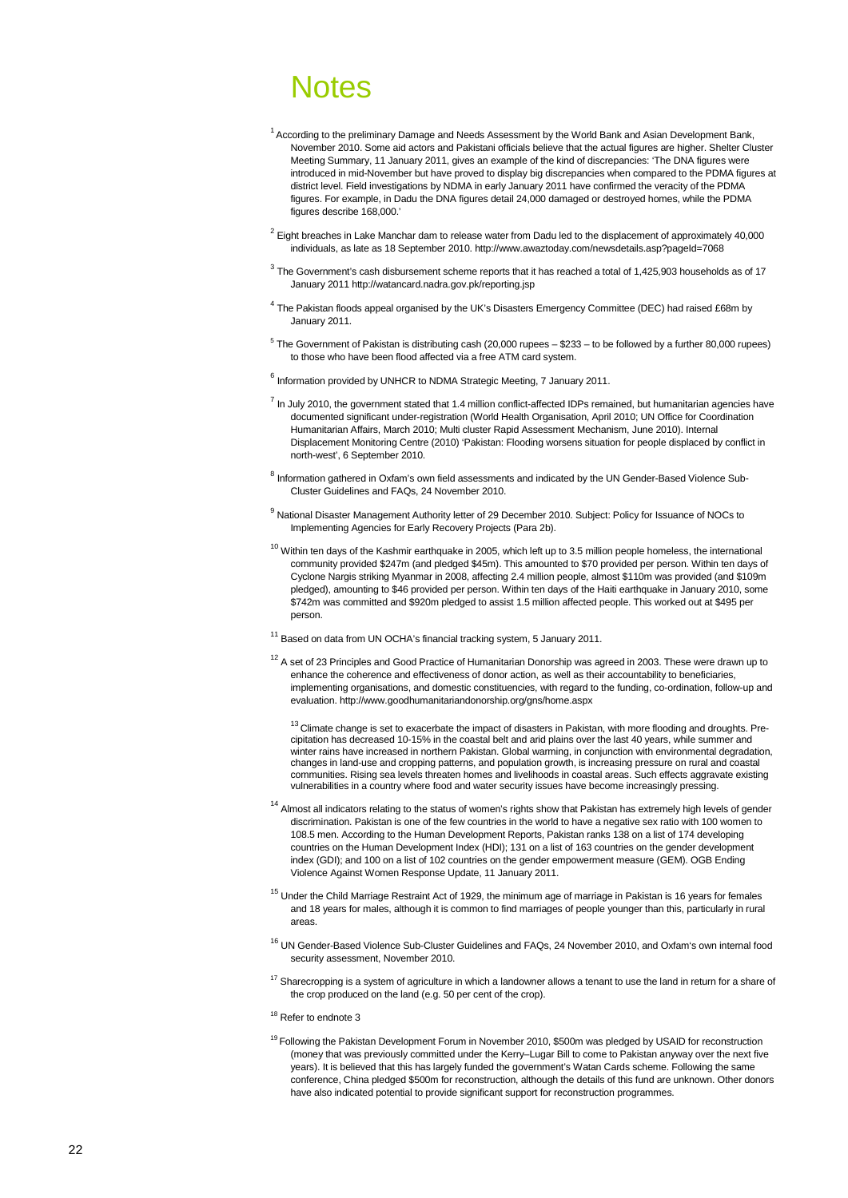# Notes

[1] According to the preliminary Damage and Needs Assessment by the World Bank and Asian Development Bank, November 2010. Some aid actors and Pakistani officials believe that the actual figures are higher. Shelter Cluster Meeting Summary, 11 January 2011, gives an example of the kind of discrepancies: 'The DNA figures were introduced in mid-November but have proved to display big discrepancies when compared to the PDMA figures at district level. Field investigations by NDMA in early January 2011 have confirmed the veracity of the PDMA figures. For example, in Dadu the DNA figures detail 24,000 damaged or destroyed homes, while the PDMA figures describe 168,000.'

[2] Eight breaches in Lake Manchar dam to release water from Dadu led to the displacement of approximately 40,000 individuals, as late as 18 September 2010. http://www.awaztoday.com/newsdetails.asp?pageId=7068

[3] The Government's cash disbursement scheme reports that it has reached a total of 1,425,903 households as of 17 January 2011 http://watancard.nadra.gov.pk/reporting.jsp

[4] The Pakistan floods appeal organised by the UK's Disasters Emergency Committee (DEC) had raised £68m by January 2011.

[5] The Government of Pakistan is distributing cash (20,000 rupees – $233 – to be followed by a further 80,000 rupees) to those who have been flood affected via a free ATM card system.

[6] Information provided by UNHCR to NDMA Strategic Meeting, 7 January 2011.

[7] In July 2010, the government stated that 1.4 million conflict-affected IDPs remained, but humanitarian agencies have documented significant under-registration (World Health Organisation, April 2010; UN Office for Coordination Humanitarian Affairs, March 2010; Multi cluster Rapid Assessment Mechanism, June 2010). Internal Displacement Monitoring Centre (2010) 'Pakistan: Flooding worsens situation for people displaced by conflict in north-west', 6 September 2010.

[8] Information gathered in Oxfam's own field assessments and indicated by the UN Gender-Based Violence Sub-Cluster Guidelines and FAQs, 24 November 2010.

[9] National Disaster Management Authority letter of 29 December 2010. Subject: Policy for Issuance of NOCs to Implementing Agencies for Early Recovery Projects (Para 2b).

[10] Within ten days of the Kashmir earthquake in 2005, which left up to 3.5 million people homeless, the international community provided $247m (and pledged $45m). This amounted to $70 provided per person. Within ten days of Cyclone Nargis striking Myanmar in 2008, affecting 2.4 million people, almost $110m was provided (and $109m pledged), amounting to $46 provided per person. Within ten days of the Haiti earthquake in January 2010, some $742m was committed and $920m pledged to assist 1.5 million affected people. This worked out at $495 per person.

[11] Based on data from UN OCHA's financial tracking system, 5 January 2011.

[12] A set of 23 Principles and Good Practice of Humanitarian Donorship was agreed in 2003. These were drawn up to enhance the coherence and effectiveness of donor action, as well as their accountability to beneficiaries, implementing organisations, and domestic constituencies, with regard to the funding, co-ordination, follow-up and evaluation. http://www.goodhumanitariandonorship.org/gns/home.aspx

[13] Climate change is set to exacerbate the impact of disasters in Pakistan, with more flooding and droughts. Pre-cipitation has decreased 10-15% in the coastal belt and arid plains over the last 40 years, while summer and winter rains have increased in northern Pakistan. Global warming, in conjunction with environmental degradation, changes in land-use and cropping patterns, and population growth, is increasing pressure on rural and coastal communities. Rising sea levels threaten homes and livelihoods in coastal areas. Such effects aggravate existing vulnerabilities in a country where food and water security issues have become increasingly pressing.

[14] Almost all indicators relating to the status of women's rights show that Pakistan has extremely high levels of gender discrimination. Pakistan is one of the few countries in the world to have a negative sex ratio with 100 women to 108.5 men. According to the Human Development Reports, Pakistan ranks 138 on a list of 174 developing countries on the Human Development Index (HDI); 131 on a list of 163 countries on the gender development index (GDI); and 100 on a list of 102 countries on the gender empowerment measure (GEM). OGB Ending Violence Against Women Response Update, 11 January 2011.

[15] Under the Child Marriage Restraint Act of 1929, the minimum age of marriage in Pakistan is 16 years for females and 18 years for males, although it is common to find marriages of people younger than this, particularly in rural areas.

[16] UN Gender-Based Violence Sub-Cluster Guidelines and FAQs, 24 November 2010, and Oxfam's own internal food security assessment, November 2010.

[17] Sharecropping is a system of agriculture in which a landowner allows a tenant to use the land in return for a share of the crop produced on the land (e.g. 50 per cent of the crop).

[18] Refer to endnote 3

[19] Following the Pakistan Development Forum in November 2010, $500m was pledged by USAID for reconstruction (money that was previously committed under the Kerry–Lugar Bill to come to Pakistan anyway over the next five years). It is believed that this has largely funded the government's Watan Cards scheme. Following the same conference, China pledged $500m for reconstruction, although the details of this fund are unknown. Other donors have also indicated potential to provide significant support for reconstruction programmes.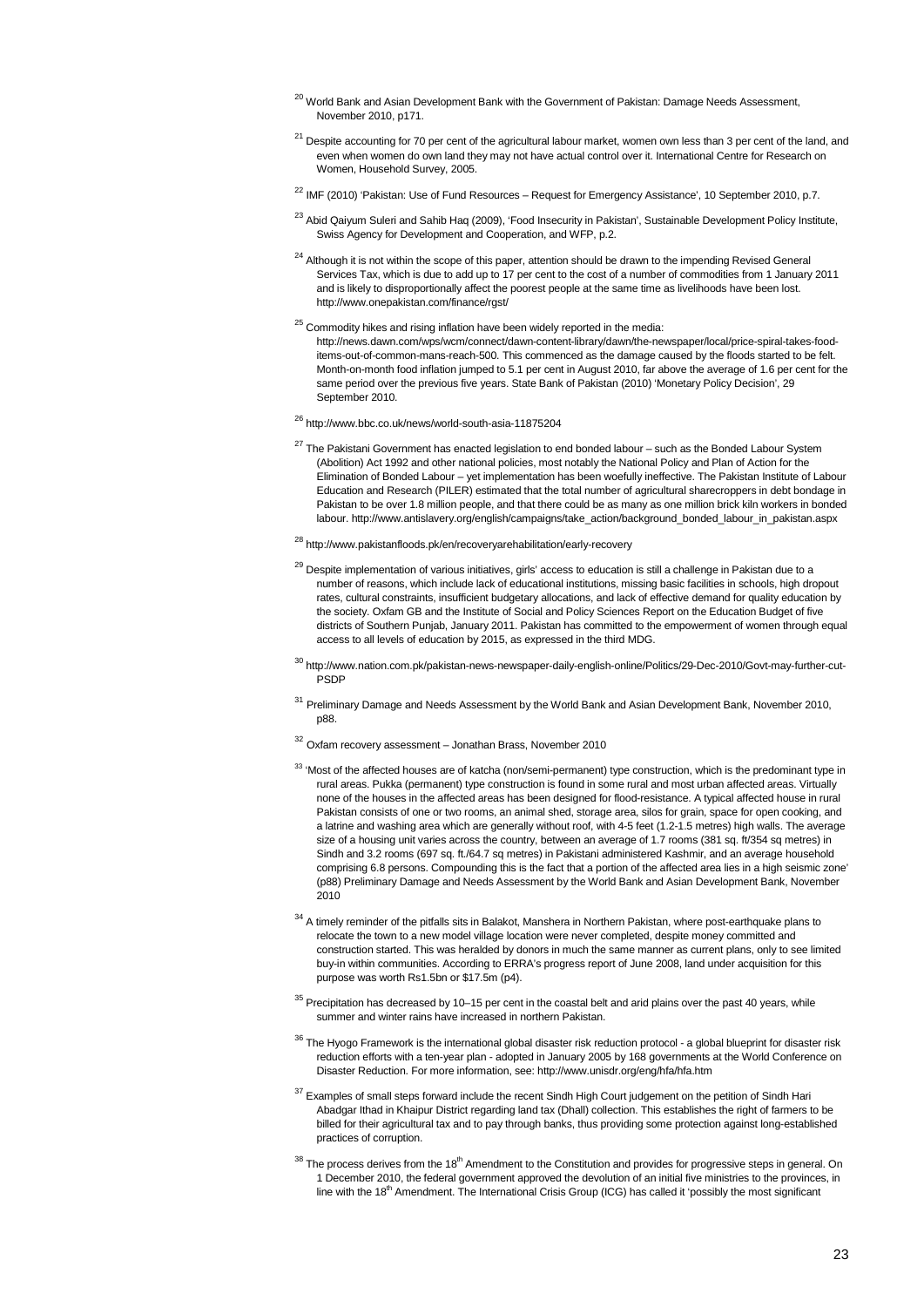[20] World Bank and Asian Development Bank with the Government of Pakistan: Damage Needs Assessment, November 2010, p171.

[21] Despite accounting for 70 per cent of the agricultural labour market, women own less than 3 per cent of the land, and even when women do own land they may not have actual control over it. International Centre for Research on Women, Household Survey, 2005.

[22] IMF (2010) 'Pakistan: Use of Fund Resources – Request for Emergency Assistance', 10 September 2010, p.7.

[23] Abid Qaiyum Suleri and Sahib Haq (2009), 'Food Insecurity in Pakistan', Sustainable Development Policy Institute, Swiss Agency for Development and Cooperation, and WFP, p.2.

[24] Although it is not within the scope of this paper, attention should be drawn to the impending Revised General Services Tax, which is due to add up to 17 per cent to the cost of a number of commodities from 1 January 2011 and is likely to disproportionally affect the poorest people at the same time as livelihoods have been lost. http://www.onepakistan.com/finance/rgst/

[25] Commodity hikes and rising inflation have been widely reported in the media: http://news.dawn.com/wps/wcm/connect/dawn-content-library/dawn/the-newspaper/local/price-spiral-takes-food-items-out-of-common-mans-reach-500. This commenced as the damage caused by the floods started to be felt. Month-on-month food inflation jumped to 5.1 per cent in August 2010, far above the average of 1.6 per cent for the same period over the previous five years. State Bank of Pakistan (2010) 'Monetary Policy Decision', 29 September 2010.

[26] http://www.bbc.co.uk/news/world-south-asia-11875204

[27] The Pakistani Government has enacted legislation to end bonded labour – such as the Bonded Labour System (Abolition) Act 1992 and other national policies, most notably the National Policy and Plan of Action for the Elimination of Bonded Labour – yet implementation has been woefully ineffective. The Pakistan Institute of Labour Education and Research (PILER) estimated that the total number of agricultural sharecroppers in debt bondage in Pakistan to be over 1.8 million people, and that there could be as many as one million brick kiln workers in bonded labour. http://www.antislavery.org/english/campaigns/take_action/background_bonded_labour_in_pakistan.aspx

[28] http://www.pakistanfloods.pk/en/recoveryarehabilitation/early-recovery

[29] Despite implementation of various initiatives, girls' access to education is still a challenge in Pakistan due to a number of reasons, which include lack of educational institutions, missing basic facilities in schools, high dropout rates, cultural constraints, insufficient budgetary allocations, and lack of effective demand for quality education by the society. Oxfam GB and the Institute of Social and Policy Sciences Report on the Education Budget of five districts of Southern Punjab, January 2011. Pakistan has committed to the empowerment of women through equal access to all levels of education by 2015, as expressed in the third MDG.

[30] http://www.nation.com.pk/pakistan-news-newspaper-daily-english-online/Politics/29-Dec-2010/Govt-may-further-cut-PSDP

[31] Preliminary Damage and Needs Assessment by the World Bank and Asian Development Bank, November 2010, p88.

[32] Oxfam recovery assessment – Jonathan Brass, November 2010

[33] 'Most of the affected houses are of katcha (non/semi-permanent) type construction, which is the predominant type in rural areas. Pukka (permanent) type construction is found in some rural and most urban affected areas. Virtually none of the houses in the affected areas has been designed for flood-resistance. A typical affected house in rural Pakistan consists of one or two rooms, an animal shed, storage area, silos for grain, space for open cooking, and a latrine and washing area which are generally without roof, with 4-5 feet (1.2-1.5 metres) high walls. The average size of a housing unit varies across the country, between an average of 1.7 rooms (381 sq. ft/354 sq metres) in Sindh and 3.2 rooms (697 sq. ft./64.7 sq metres) in Pakistani administered Kashmir, and an average household comprising 6.8 persons. Compounding this is the fact that a portion of the affected area lies in a high seismic zone' (p88) Preliminary Damage and Needs Assessment by the World Bank and Asian Development Bank, November 2010

[34] A timely reminder of the pitfalls sits in Balakot, Manshera in Northern Pakistan, where post-earthquake plans to relocate the town to a new model village location were never completed, despite money committed and construction started. This was heralded by donors in much the same manner as current plans, only to see limited buy-in within communities. According to ERRA's progress report of June 2008, land under acquisition for this purpose was worth Rs1.5bn or $17.5m (p4).

[35] Precipitation has decreased by 10–15 per cent in the coastal belt and arid plains over the past 40 years, while summer and winter rains have increased in northern Pakistan.

[36] The Hyogo Framework is the international global disaster risk reduction protocol - a global blueprint for disaster risk reduction efforts with a ten-year plan - adopted in January 2005 by 168 governments at the World Conference on Disaster Reduction. For more information, see: http://www.unisdr.org/eng/hfa/hfa.htm

[37] Examples of small steps forward include the recent Sindh High Court judgement on the petition of Sindh Hari Abadgar Ithad in Khaipur District regarding land tax (Dhall) collection. This establishes the right of farmers to be billed for their agricultural tax and to pay through banks, thus providing some protection against long-established practices of corruption.

[38] The process derives from the 18th Amendment to the Constitution and provides for progressive steps in general. On 1 December 2010, the federal government approved the devolution of an initial five ministries to the provinces, in line with the 18th Amendment. The International Crisis Group (ICG) has called it 'possibly the most significant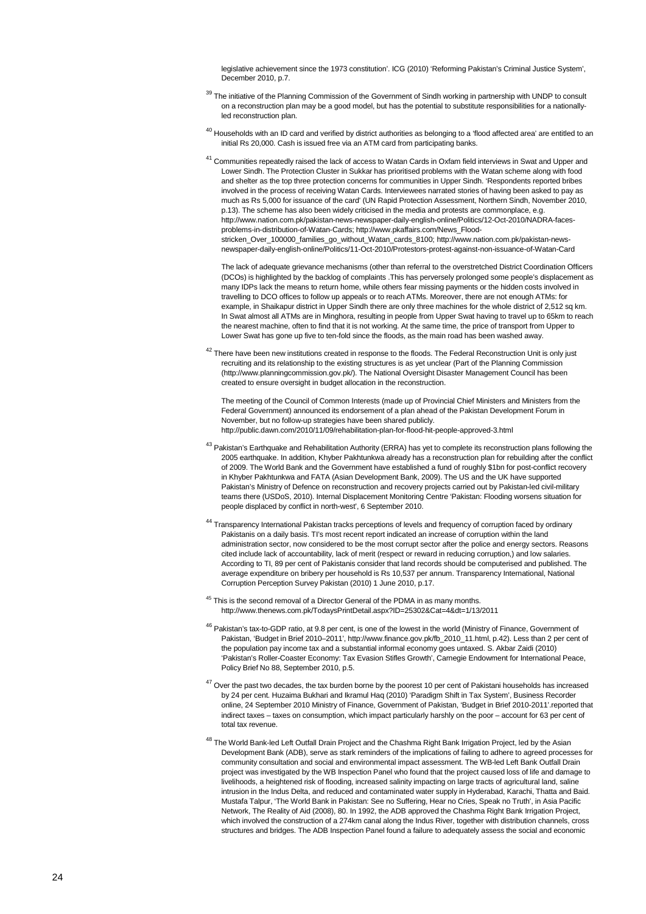legislative achievement since the 1973 constitution'. ICG (2010) 'Reforming Pakistan's Criminal Justice System', December 2010, p.7.

[39] The initiative of the Planning Commission of the Government of Sindh working in partnership with UNDP to consult on a reconstruction plan may be a good model, but has the potential to substitute responsibilities for a nationally-led reconstruction plan.

[40] Households with an ID card and verified by district authorities as belonging to a 'flood affected area' are entitled to an initial Rs 20,000. Cash is issued free via an ATM card from participating banks.

[41] Communities repeatedly raised the lack of access to Watan Cards in Oxfam field interviews in Swat and Upper and Lower Sindh. The Protection Cluster in Sukkar has prioritised problems with the Watan scheme along with food and shelter as the top three protection concerns for communities in Upper Sindh. 'Respondents reported bribes involved in the process of receiving Watan Cards. Interviewees narrated stories of having been asked to pay as much as Rs 5,000 for issuance of the card' (UN Rapid Protection Assessment, Northern Sindh, November 2010, p.13). The scheme has also been widely criticised in the media and protests are commonplace, e.g. http://www.nation.com.pk/pakistan-news-newspaper-daily-english-online/Politics/12-Oct-2010/NADRA-faces-problems-in-distribution-of-Watan-Cards; http://www.pkaffairs.com/News_Flood-stricken_Over_100000_families_go_without_Watan_cards_8100; http://www.nation.com.pk/pakistan-news-newspaper-daily-english-online/Politics/11-Oct-2010/Protestors-protest-against-non-issuance-of-Watan-Card

The lack of adequate grievance mechanisms (other than referral to the overstretched District Coordination Officers (DCOs) is highlighted by the backlog of complaints .This has perversely prolonged some people's displacement as many IDPs lack the means to return home, while others fear missing payments or the hidden costs involved in travelling to DCO offices to follow up appeals or to reach ATMs. Moreover, there are not enough ATMs: for example, in Shaikapur district in Upper Sindh there are only three machines for the whole district of 2,512 sq km. In Swat almost all ATMs are in Minghora, resulting in people from Upper Swat having to travel up to 65km to reach the nearest machine, often to find that it is not working. At the same time, the price of transport from Upper to Lower Swat has gone up five to ten-fold since the floods, as the main road has been washed away.

[42] There have been new institutions created in response to the floods. The Federal Reconstruction Unit is only just recruiting and its relationship to the existing structures is as yet unclear (Part of the Planning Commission (http://www.planningcommission.gov.pk/). The National Oversight Disaster Management Council has been created to ensure oversight in budget allocation in the reconstruction.

The meeting of the Council of Common Interests (made up of Provincial Chief Ministers and Ministers from the Federal Government) announced its endorsement of a plan ahead of the Pakistan Development Forum in November, but no follow-up strategies have been shared publicly. http://public.dawn.com/2010/11/09/rehabilitation-plan-for-flood-hit-people-approved-3.html

[43] Pakistan's Earthquake and Rehabilitation Authority (ERRA) has yet to complete its reconstruction plans following the 2005 earthquake. In addition, Khyber Pakhtunkwa already has a reconstruction plan for rebuilding after the conflict of 2009. The World Bank and the Government have established a fund of roughly $1bn for post-conflict recovery in Khyber Pakhtunkwa and FATA (Asian Development Bank, 2009). The US and the UK have supported Pakistan's Ministry of Defence on reconstruction and recovery projects carried out by Pakistan-led civil-military teams there (USDoS, 2010). Internal Displacement Monitoring Centre 'Pakistan: Flooding worsens situation for people displaced by conflict in north-west', 6 September 2010.

[44] Transparency International Pakistan tracks perceptions of levels and frequency of corruption faced by ordinary Pakistanis on a daily basis. TI's most recent report indicated an increase of corruption within the land administration sector, now considered to be the most corrupt sector after the police and energy sectors. Reasons cited include lack of accountability, lack of merit (respect or reward in reducing corruption,) and low salaries. According to TI, 89 per cent of Pakistanis consider that land records should be computerised and published. The average expenditure on bribery per household is Rs 10,537 per annum. Transparency International, National Corruption Perception Survey Pakistan (2010) 1 June 2010, p.17.

[45] This is the second removal of a Director General of the PDMA in as many months. http://www.thenews.com.pk/TodaysPrintDetail.aspx?ID=25302&Cat=4&dt=1/13/2011

[46] Pakistan's tax-to-GDP ratio, at 9.8 per cent, is one of the lowest in the world (Ministry of Finance, Government of Pakistan, 'Budget in Brief 2010–2011', http://www.finance.gov.pk/fb_2010_11.html, p.42). Less than 2 per cent of the population pay income tax and a substantial informal economy goes untaxed. S. Akbar Zaidi (2010) 'Pakistan's Roller-Coaster Economy: Tax Evasion Stifles Growth', Carnegie Endowment for International Peace, Policy Brief No 88, September 2010, p.5.

[47] Over the past two decades, the tax burden borne by the poorest 10 per cent of Pakistani households has increased by 24 per cent. Huzaima Bukhari and Ikramul Haq (2010) 'Paradigm Shift in Tax System', Business Recorder online, 24 September 2010 Ministry of Finance, Government of Pakistan, 'Budget in Brief 2010-2011'.reported that indirect taxes – taxes on consumption, which impact particularly harshly on the poor – account for 63 per cent of total tax revenue.

[48] The World Bank-led Left Outfall Drain Project and the Chashma Right Bank Irrigation Project, led by the Asian Development Bank (ADB), serve as stark reminders of the implications of failing to adhere to agreed processes for community consultation and social and environmental impact assessment. The WB-led Left Bank Outfall Drain project was investigated by the WB Inspection Panel who found that the project caused loss of life and damage to livelihoods, a heightened risk of flooding, increased salinity impacting on large tracts of agricultural land, saline intrusion in the Indus Delta, and reduced and contaminated water supply in Hyderabad, Karachi, Thatta and Baid. Mustafa Talpur, 'The World Bank in Pakistan: See no Suffering, Hear no Cries, Speak no Truth', in Asia Pacific Network, The Reality of Aid (2008), 80. In 1992, the ADB approved the Chashma Right Bank Irrigation Project, which involved the construction of a 274km canal along the Indus River, together with distribution channels, cross structures and bridges. The ADB Inspection Panel found a failure to adequately assess the social and economic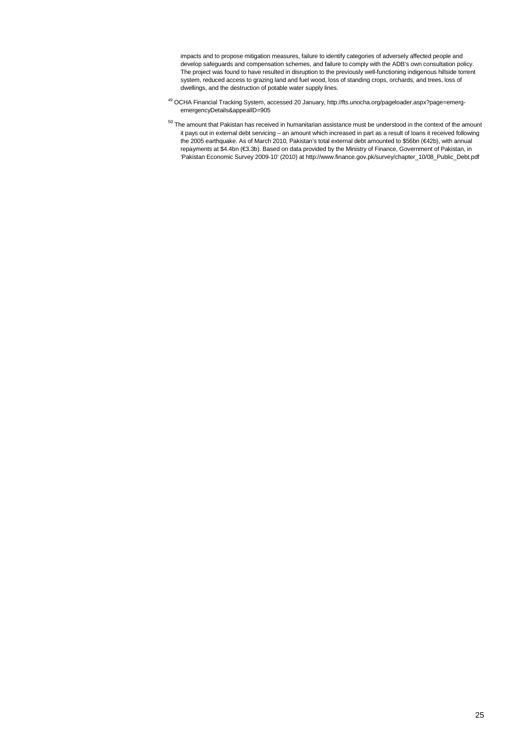impacts and to propose mitigation measures, failure to identify categories of adversely affected people and develop safeguards and compensation schemes, and failure to comply with the ADB's own consultation policy. The project was found to have resulted in disruption to the previously well-functioning indigenous hillside torrent system, reduced access to grazing land and fuel wood, loss of standing crops, orchards, and trees, loss of dwellings, and the destruction of potable water supply lines.

[49] OCHA Financial Tracking System, accessed 20 January, http://fts.unocha.org/pageloader.aspx?page=emerg-emergencyDetails&appealID=905

[50] The amount that Pakistan has received in humanitarian assistance must be understood in the context of the amount it pays out in external debt servicing – an amount which increased in part as a result of loans it received following the 2005 earthquake. As of March 2010, Pakistan's total external debt amounted to $56bn (€42b), with annual repayments at $4.4bn (€3.3b). Based on data provided by the Ministry of Finance, Government of Pakistan, in 'Pakistan Economic Survey 2009-10' (2010) at http://www.finance.gov.pk/survey/chapter_10/08_Public_Debt.pdf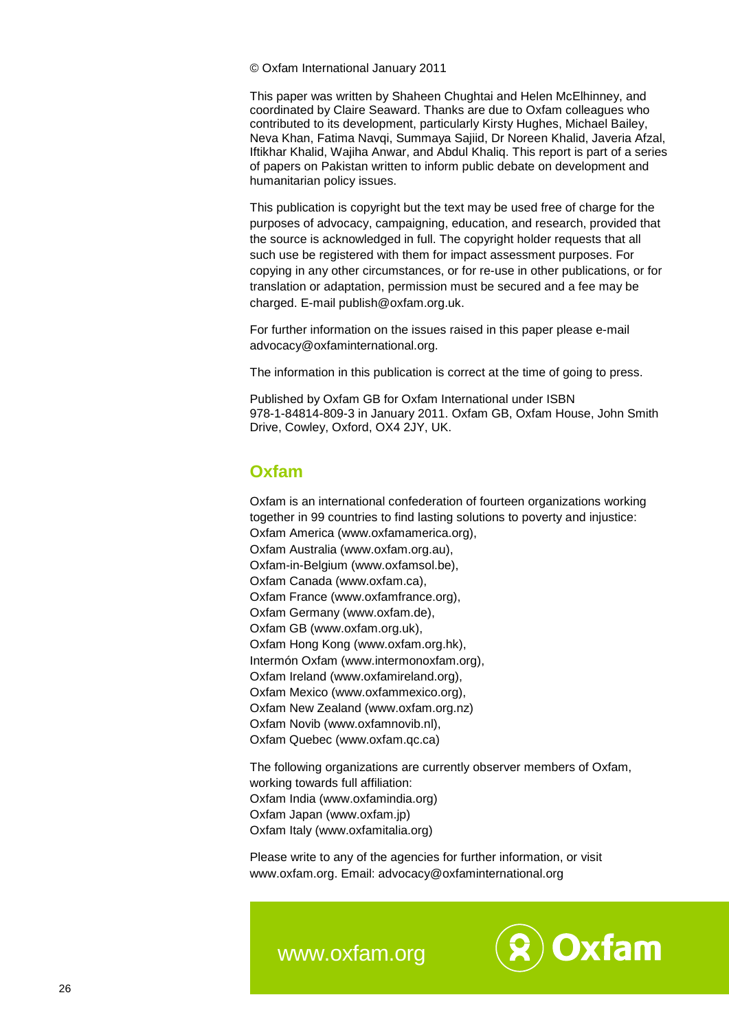© Oxfam International January 2011

This paper was written by Shaheen Chughtai and Helen McElhinney, and coordinated by Claire Seaward. Thanks are due to Oxfam colleagues who contributed to its development, particularly Kirsty Hughes, Michael Bailey, Neva Khan, Fatima Navqi, Summaya Sajiid, Dr Noreen Khalid, Javeria Afzal, Iftikhar Khalid, Wajiha Anwar, and Abdul Khaliq. This report is part of a series of papers on Pakistan written to inform public debate on development and humanitarian policy issues.

This publication is copyright but the text may be used free of charge for the purposes of advocacy, campaigning, education, and research, provided that the source is acknowledged in full. The copyright holder requests that all such use be registered with them for impact assessment purposes. For copying in any other circumstances, or for re-use in other publications, or for translation or adaptation, permission must be secured and a fee may be charged. E-mail publish@oxfam.org.uk.

For further information on the issues raised in this paper please e-mail advocacy@oxfaminternational.org.

The information in this publication is correct at the time of going to press.

Published by Oxfam GB for Oxfam International under ISBN 978-1-84814-809-3 in January 2011. Oxfam GB, Oxfam House, John Smith Drive, Cowley, Oxford, OX4 2JY, UK.

## Oxfam

Oxfam is an international confederation of fourteen organizations working together in 99 countries to find lasting solutions to poverty and injustice:
Oxfam America (www.oxfamamerica.org),
Oxfam Australia (www.oxfam.org.au),
Oxfam-in-Belgium (www.oxfamsol.be),
Oxfam Canada (www.oxfam.ca),
Oxfam France (www.oxfamfrance.org),
Oxfam Germany (www.oxfam.de),
Oxfam GB (www.oxfam.org.uk),
Oxfam Hong Kong (www.oxfam.org.hk),
Intermón Oxfam (www.intermonoxfam.org),
Oxfam Ireland (www.oxfamireland.org),
Oxfam Mexico (www.oxfammexico.org),
Oxfam New Zealand (www.oxfam.org.nz)
Oxfam Novib (www.oxfamnovib.nl),
Oxfam Quebec (www.oxfam.qc.ca)

The following organizations are currently observer members of Oxfam, working towards full affiliation:
Oxfam India (www.oxfamindia.org)
Oxfam Japan (www.oxfam.jp)
Oxfam Italy (www.oxfamitalia.org)

Please write to any of the agencies for further information, or visit www.oxfam.org. Email: advocacy@oxfaminternational.org

www.oxfam.org Oxfam